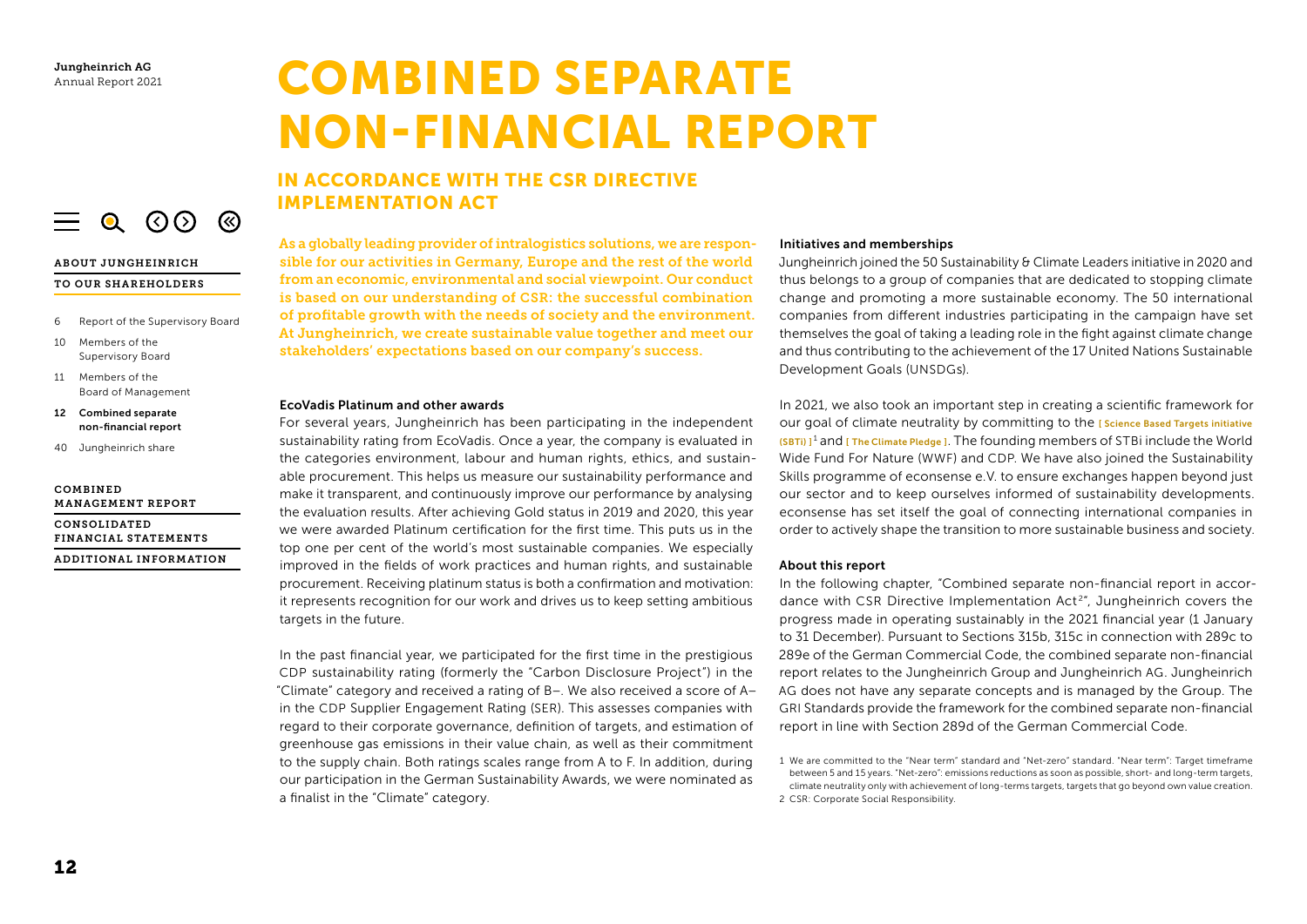# COMBINED SEPARATE NON-FINANCIAL REPORT

## IN ACCORDANCE WITH THE CSR DIRECTIVE IMPLEMENTATION ACT

**As a globally leading provider of intralogistics solutions, we are responsible for our activities in Germany, Europe and the rest of the world from an economic, environmental and social viewpoint. Our conduct is based on our understanding of CSR: the successful combination of profitable growth with the needs of society and the environment. At Jungheinrich, we create sustainable value together and meet our stakeholders' expectations based on our company's success.**

### EcoVadis Platinum and other awards

For several years, Jungheinrich has been participating in the independent sustainability rating from EcoVadis. Once a year, the company is evaluated in the categories environment, labour and human rights, ethics, and sustainable procurement. This helps us measure our sustainability performance and make it transparent, and continuously improve our performance by analysing the evaluation results. After achieving Gold status in 2019 and 2020, this year we were awarded Platinum certification for the first time. This puts us in the top one per cent of the world's most sustainable companies. We especially improved in the fields of work practices and human rights, and sustainable procurement. Receiving platinum status is both a confirmation and motivation: it represents recognition for our work and drives us to keep setting ambitious targets in the future.

In the past financial year, we participated for the first time in the prestigious CDP sustainability rating (formerly the "Carbon Disclosure Project") in the "Climate" category and received a rating of B–. We also received a score of A– in the CDP Supplier Engagement Rating (SER). This assesses companies with regard to their corporate governance, definition of targets, and estimation of greenhouse gas emissions in their value chain, as well as their commitment to the supply chain. Both ratings scales range from A to F. In addition, during our participation in the German Sustainability Awards, we were nominated as a finalist in the "Climate" category.

### Initiatives and memberships

Jungheinrich joined the 50 Sustainability & Climate Leaders initiative in 2020 and thus belongs to a group of companies that are dedicated to stopping climate change and promoting a more sustainable economy. The 50 international companies from different industries participating in the campaign have set themselves the goal of taking a leading role in the fight against climate change and thus contributing to the achievement of the 17 United Nations Sustainable Development Goals (UNSDGs).

In 2021, we also took an important step in creating a scientific framework for our goal of climate neutrality by committing to the [ Science Based Targets initiative (SBTi) ][1] and [ The Climate Pledge ]. The founding members of STBi include the World Wide Fund For Nature (WWF) and CDP. We have also joined the Sustainability Skills programme of econsense e.V. to ensure exchanges happen beyond just our sector and to keep ourselves informed of sustainability developments. econsense has set itself the goal of connecting international companies in order to actively shape the transition to more sustainable business and society.

### About this report

In the following chapter, "Combined separate non-financial report in accordance with CSR Directive Implementation Act[2]", Jungheinrich covers the progress made in operating sustainably in the 2021 financial year (1 January to 31 December). Pursuant to Sections 315b, 315c in connection with 289c to 289e of the German Commercial Code, the combined separate non-financial report relates to the Jungheinrich Group and Jungheinrich AG. Jungheinrich AG does not have any separate concepts and is managed by the Group. The GRI Standards provide the framework for the combined separate non-financial report in line with Section 289d of the German Commercial Code.

1 We are committed to the "Near term" standard and "Net-zero" standard. "Near term": Target timeframe between 5 and 15 years. "Net-zero": emissions reductions as soon as possible, short- and long-term targets, climate neutrality only with achievement of long-terms targets, targets that go beyond own value creation.

2 CSR: Corporate Social Responsibility.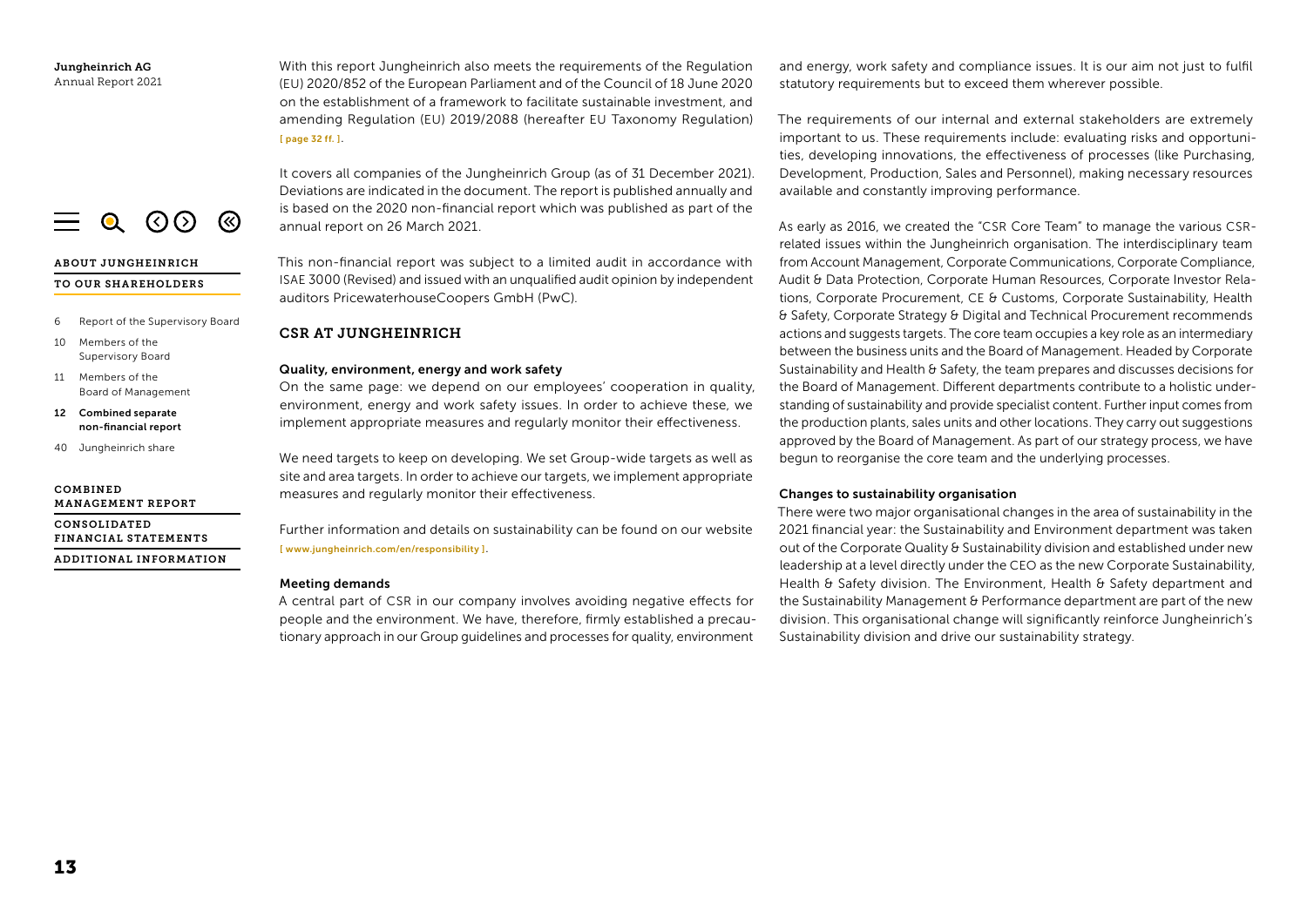With this report Jungheinrich also meets the requirements of the Regulation (EU) 2020/852 of the European Parliament and of the Council of 18 June 2020 on the establishment of a framework to facilitate sustainable investment, and amending Regulation (EU) 2019/2088 (hereafter EU Taxonomy Regulation) [ page 32 ff. ].

It covers all companies of the Jungheinrich Group (as of 31 December 2021). Deviations are indicated in the document. The report is published annually and is based on the 2020 non-financial report which was published as part of the annual report on 26 March 2021.

This non-financial report was subject to a limited audit in accordance with ISAE 3000 (Revised) and issued with an unqualified audit opinion by independent auditors PricewaterhouseCoopers GmbH (PwC).

## CSR AT JUNGHEINRICH

### Quality, environment, energy and work safety

On the same page: we depend on our employees' cooperation in quality, environment, energy and work safety issues. In order to achieve these, we implement appropriate measures and regularly monitor their effectiveness.

We need targets to keep on developing. We set Group-wide targets as well as site and area targets. In order to achieve our targets, we implement appropriate measures and regularly monitor their effectiveness.

Further information and details on sustainability can be found on our website [ www.jungheinrich.com/en/responsibility ].

### Meeting demands

A central part of CSR in our company involves avoiding negative effects for people and the environment. We have, therefore, firmly established a precautionary approach in our Group guidelines and processes for quality, environment and energy, work safety and compliance issues. It is our aim not just to fulfil statutory requirements but to exceed them wherever possible.

The requirements of our internal and external stakeholders are extremely important to us. These requirements include: evaluating risks and opportunities, developing innovations, the effectiveness of processes (like Purchasing, Development, Production, Sales and Personnel), making necessary resources available and constantly improving performance.

As early as 2016, we created the "CSR Core Team" to manage the various CSR-related issues within the Jungheinrich organisation. The interdisciplinary team from Account Management, Corporate Communications, Corporate Compliance, Audit & Data Protection, Corporate Human Resources, Corporate Investor Relations, Corporate Procurement, CE & Customs, Corporate Sustainability, Health & Safety, Corporate Strategy & Digital and Technical Procurement recommends actions and suggests targets. The core team occupies a key role as an intermediary between the business units and the Board of Management. Headed by Corporate Sustainability and Health & Safety, the team prepares and discusses decisions for the Board of Management. Different departments contribute to a holistic understanding of sustainability and provide specialist content. Further input comes from the production plants, sales units and other locations. They carry out suggestions approved by the Board of Management. As part of our strategy process, we have begun to reorganise the core team and the underlying processes.

### Changes to sustainability organisation

There were two major organisational changes in the area of sustainability in the 2021 financial year: the Sustainability and Environment department was taken out of the Corporate Quality & Sustainability division and established under new leadership at a level directly under the CEO as the new Corporate Sustainability, Health & Safety division. The Environment, Health & Safety department and the Sustainability Management & Performance department are part of the new division. This organisational change will significantly reinforce Jungheinrich's Sustainability division and drive our sustainability strategy.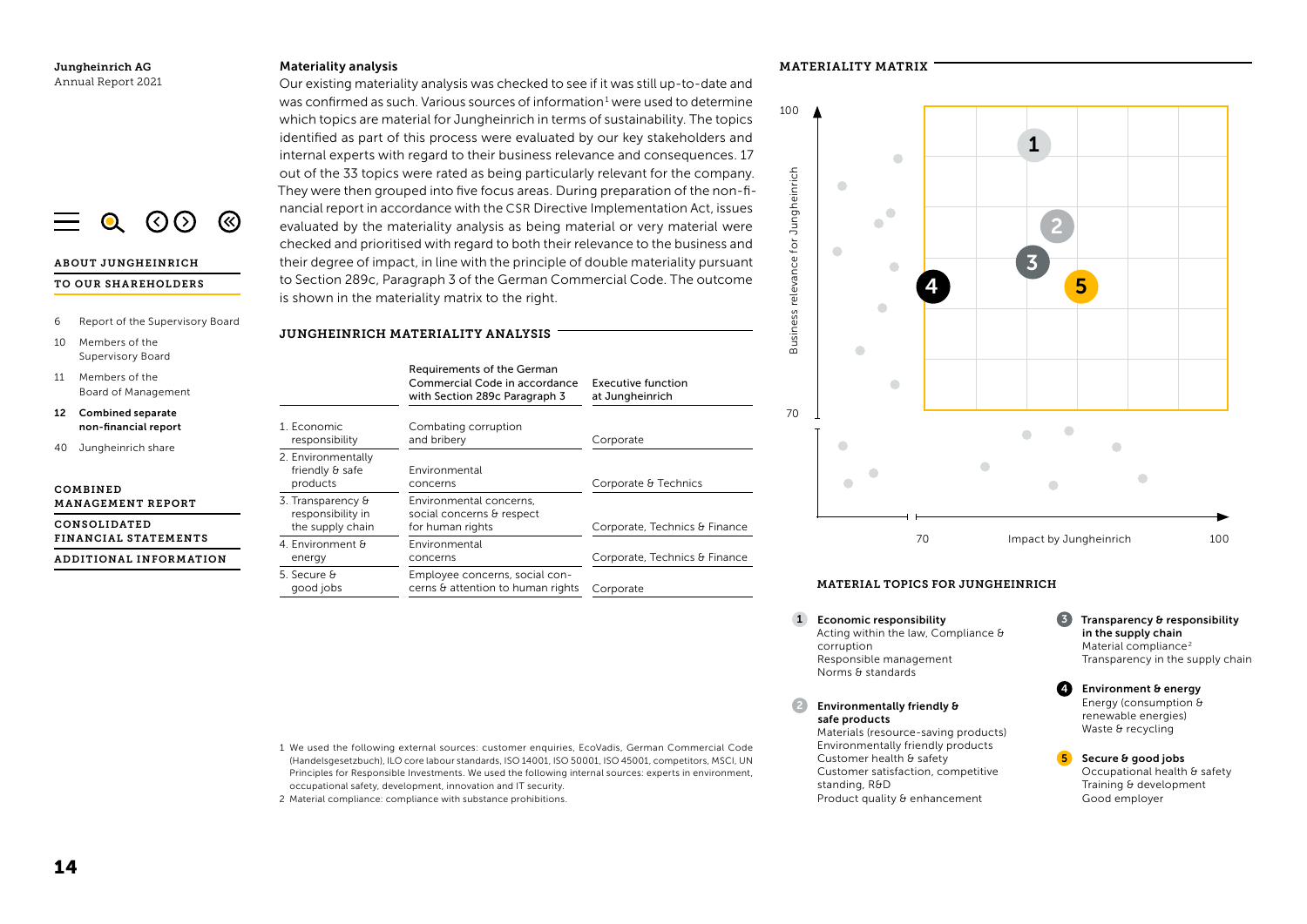## Materiality analysis

Our existing materiality analysis was checked to see if it was still up-to-date and was confirmed as such. Various sources of information[1] were used to determine which topics are material for Jungheinrich in terms of sustainability. The topics identified as part of this process were evaluated by our key stakeholders and internal experts with regard to their business relevance and consequences. 17 out of the 33 topics were rated as being particularly relevant for the company. They were then grouped into five focus areas. During preparation of the non-financial report in accordance with the CSR Directive Implementation Act, issues evaluated by the materiality analysis as being material or very material were checked and prioritised with regard to both their relevance to the business and their degree of impact, in line with the principle of double materiality pursuant to Section 289c, Paragraph 3 of the German Commercial Code. The outcome is shown in the materiality matrix to the right.

### JUNGHEINRICH MATERIALITY ANALYSIS

| | Requirements of the German Commercial Code in accordance with Section 289c Paragraph 3 | Executive function at Jungheinrich |
|---|---|---|
| 1. Economic responsibility | Combating corruption and bribery | Corporate |
| 2. Environmentally friendly & safe products | Environmental concerns | Corporate & Technics |
| 3. Transparency & responsibility in the supply chain | Environmental concerns, social concerns & respect for human rights | Corporate, Technics & Finance |
| 4. Environment & energy | Environmental concerns | Corporate, Technics & Finance |
| 5. Secure & good jobs | Employee concerns, social concerns & attention to human rights | Corporate |

### MATERIALITY MATRIX

Business relevance for Jungheinrich (70–100); Impact by Jungheinrich (70–100)

### MATERIAL TOPICS FOR JUNGHEINRICH

**1 Economic responsibility**
Acting within the law, Compliance & corruption
Responsible management
Norms & standards

**2 Environmentally friendly & safe products**
Materials (resource-saving products)
Environmentally friendly products
Customer health & safety
Customer satisfaction, competitive standing, R&D
Product quality & enhancement

**3 Transparency & responsibility in the supply chain**
Material compliance[2]
Transparency in the supply chain

**4 Environment & energy**
Energy (consumption & renewable energies)
Waste & recycling

**5 Secure & good jobs**
Occupational health & safety
Training & development
Good employer

1 We used the following external sources: customer enquiries, EcoVadis, German Commercial Code (Handelsgesetzbuch), ILO core labour standards, ISO 14001, ISO 50001, ISO 45001, competitors, MSCI, UN Principles for Responsible Investments. We used the following internal sources: experts in environment, occupational safety, development, innovation and IT security.

2 Material compliance: compliance with substance prohibitions.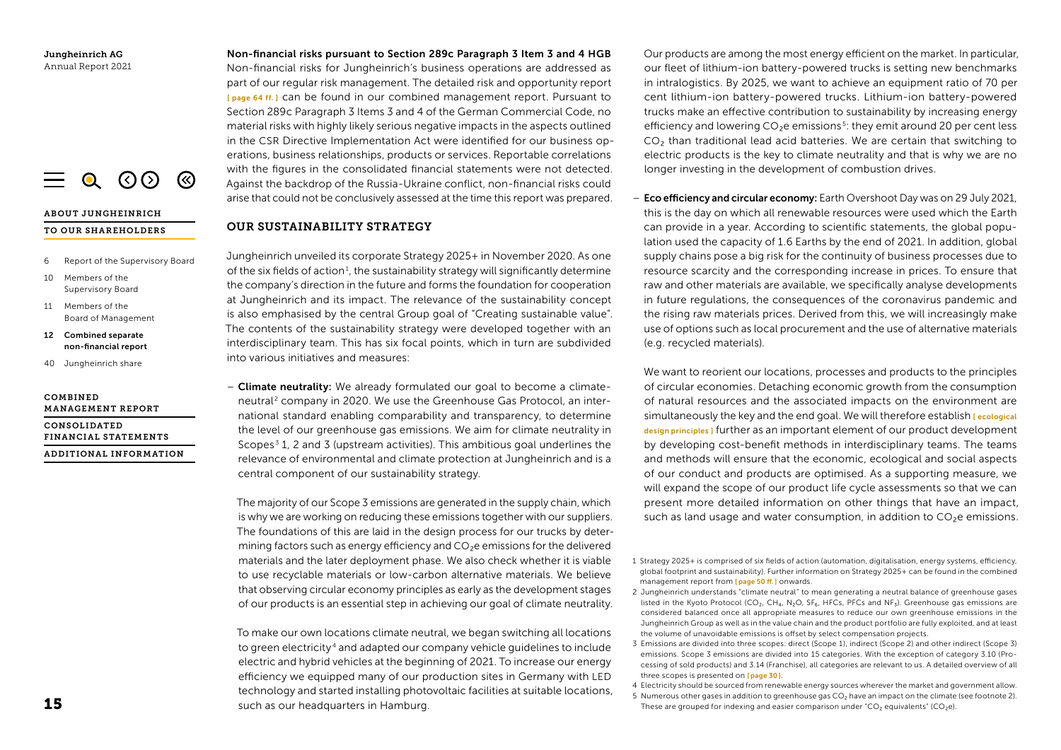**Non-financial risks pursuant to Section 289c Paragraph 3 Item 3 and 4 HGB**

Non-financial risks for Jungheinrich's business operations are addressed as part of our regular risk management. The detailed risk and opportunity report [ page 64 ff. ] can be found in our combined management report. Pursuant to Section 289c Paragraph 3 Items 3 and 4 of the German Commercial Code, no material risks with highly likely serious negative impacts in the aspects outlined in the CSR Directive Implementation Act were identified for our business operations, business relationships, products or services. Reportable correlations with the figures in the consolidated financial statements were not detected. Against the backdrop of the Russia-Ukraine conflict, non-financial risks could arise that could not be conclusively assessed at the time this report was prepared.

## OUR SUSTAINABILITY STRATEGY

Jungheinrich unveiled its corporate Strategy 2025+ in November 2020. As one of the six fields of action[1], the sustainability strategy will significantly determine the company's direction in the future and forms the foundation for cooperation at Jungheinrich and its impact. The relevance of the sustainability concept is also emphasised by the central Group goal of "Creating sustainable value". The contents of the sustainability strategy were developed together with an interdisciplinary team. This has six focal points, which in turn are subdivided into various initiatives and measures:

– **Climate neutrality:** We already formulated our goal to become a climate-neutral[2] company in 2020. We use the Greenhouse Gas Protocol, an international standard enabling comparability and transparency, to determine the level of our greenhouse gas emissions. We aim for climate neutrality in Scopes[3] 1, 2 and 3 (upstream activities). This ambitious goal underlines the relevance of environmental and climate protection at Jungheinrich and is a central component of our sustainability strategy.

  The majority of our Scope 3 emissions are generated in the supply chain, which is why we are working on reducing these emissions together with our suppliers. The foundations of this are laid in the design process for our trucks by determining factors such as energy efficiency and $CO_2e$ emissions for the delivered materials and the later deployment phase. We also check whether it is viable to use recyclable materials or low-carbon alternative materials. We believe that observing circular economy principles as early as the development stages of our products is an essential step in achieving our goal of climate neutrality.

  To make our own locations climate neutral, we began switching all locations to green electricity[4] and adapted our company vehicle guidelines to include electric and hybrid vehicles at the beginning of 2021. To increase our energy efficiency we equipped many of our production sites in Germany with LED technology and started installing photovoltaic facilities at suitable locations, such as our headquarters in Hamburg.

  Our products are among the most energy efficient on the market. In particular, our fleet of lithium-ion battery-powered trucks is setting new benchmarks in intralogistics. By 2025, we want to achieve an equipment ratio of 70 per cent lithium-ion battery-powered trucks. Lithium-ion battery-powered trucks make an effective contribution to sustainability by increasing energy efficiency and lowering $CO_2e$ emissions[5]: they emit around 20 per cent less $CO_2$ than traditional lead acid batteries. We are certain that switching to electric products is the key to climate neutrality and that is why we are no longer investing in the development of combustion drives.

– **Eco efficiency and circular economy:** Earth Overshoot Day was on 29 July 2021, this is the day on which all renewable resources were used which the Earth can provide in a year. According to scientific statements, the global population used the capacity of 1.6 Earths by the end of 2021. In addition, global supply chains pose a big risk for the continuity of business processes due to resource scarcity and the corresponding increase in prices. To ensure that raw and other materials are available, we specifically analyse developments in future regulations, the consequences of the coronavirus pandemic and the rising raw materials prices. Derived from this, we will increasingly make use of options such as local procurement and the use of alternative materials (e.g. recycled materials).

  We want to reorient our locations, processes and products to the principles of circular economies. Detaching economic growth from the consumption of natural resources and the associated impacts on the environment are simultaneously the key and the end goal. We will therefore establish [ ecological design principles ] further as an important element of our product development by developing cost-benefit methods in interdisciplinary teams. The teams and methods will ensure that the economic, ecological and social aspects of our conduct and products are optimised. As a supporting measure, we will expand the scope of our product life cycle assessments so that we can present more detailed information on other things that have an impact, such as land usage and water consumption, in addition to $CO_2e$ emissions.

1 Strategy 2025+ is comprised of six fields of action (automation, digitalisation, energy systems, efficiency, global footprint and sustainability). Further information on Strategy 2025+ can be found in the combined management report from [ page 50 ff. ] onwards.

2 Jungheinrich understands "climate neutral" to mean generating a neutral balance of greenhouse gases listed in the Kyoto Protocol ($CO_2$, $CH_4$, $N_2O$, $SF_6$, HFCs, PFCs and $NF_3$). Greenhouse gas emissions are considered balanced once all appropriate measures to reduce our own greenhouse emissions in the Jungheinrich Group as well as in the value chain and the product portfolio are fully exploited, and at least the volume of unavoidable emissions is offset by select compensation projects.

3 Emissions are divided into three scopes: direct (Scope 1), indirect (Scope 2) and other indirect (Scope 3) emissions. Scope 3 emissions are divided into 15 categories. With the exception of category 3.10 (Processing of sold products) and 3.14 (Franchise), all categories are relevant to us. A detailed overview of all three scopes is presented on [ page 30 ].

4 Electricity should be sourced from renewable energy sources wherever the market and government allow.

5 Numerous other gases in addition to greenhouse gas $CO_2$ have an impact on the climate (see footnote 2). These are grouped for indexing and easier comparison under "$CO_2$ equivalents" ($CO_2e$).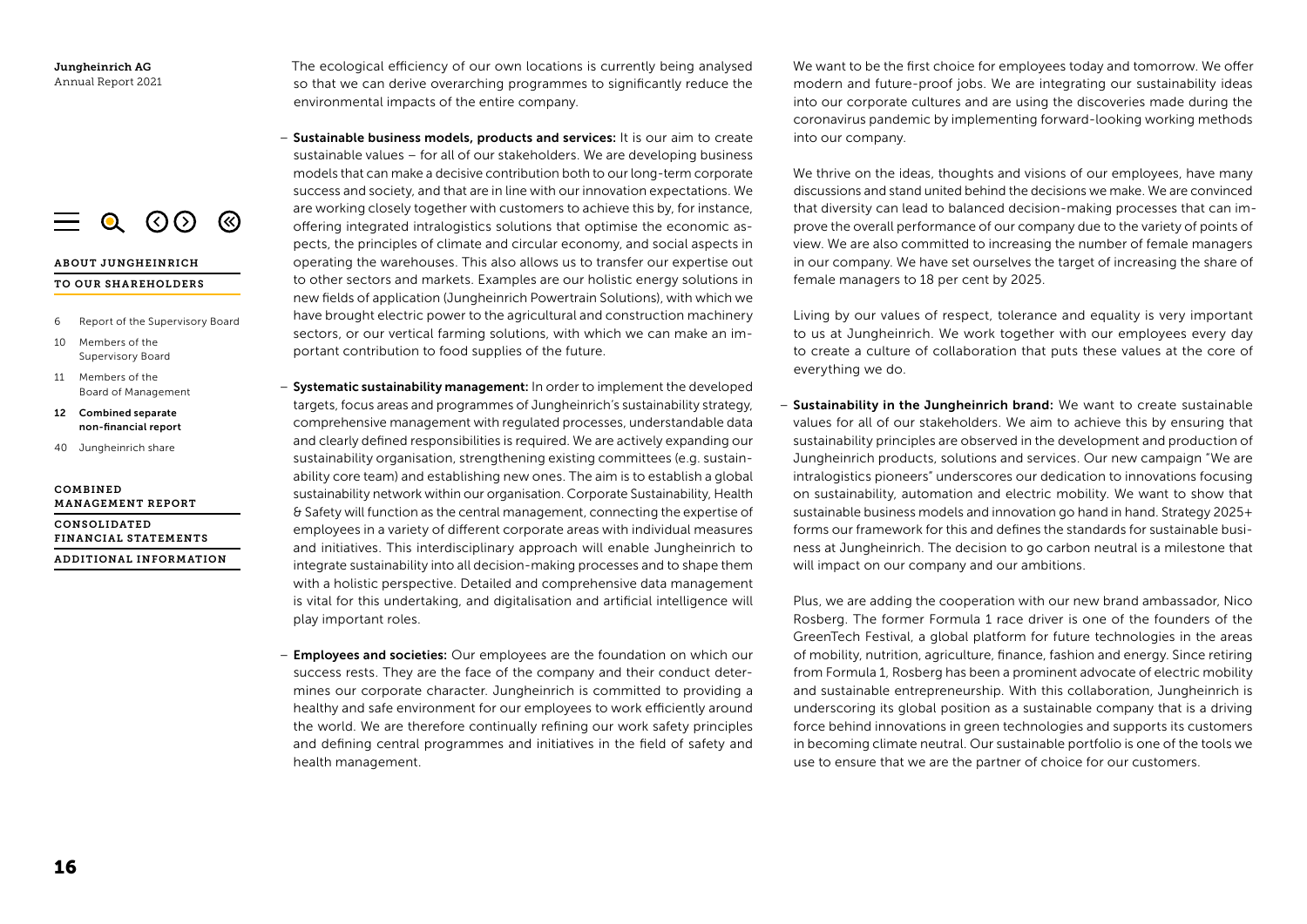The ecological efficiency of our own locations is currently being analysed so that we can derive overarching programmes to significantly reduce the environmental impacts of the entire company.

- **Sustainable business models, products and services:** It is our aim to create sustainable values – for all of our stakeholders. We are developing business models that can make a decisive contribution both to our long-term corporate success and society, and that are in line with our innovation expectations. We are working closely together with customers to achieve this by, for instance, offering integrated intralogistics solutions that optimise the economic aspects, the principles of climate and circular economy, and social aspects in operating the warehouses. This also allows us to transfer our expertise out to other sectors and markets. Examples are our holistic energy solutions in new fields of application (Jungheinrich Powertrain Solutions), with which we have brought electric power to the agricultural and construction machinery sectors, or our vertical farming solutions, with which we can make an important contribution to food supplies of the future.
- **Systematic sustainability management:** In order to implement the developed targets, focus areas and programmes of Jungheinrich's sustainability strategy, comprehensive management with regulated processes, understandable data and clearly defined responsibilities is required. We are actively expanding our sustainability organisation, strengthening existing committees (e.g. sustainability core team) and establishing new ones. The aim is to establish a global sustainability network within our organisation. Corporate Sustainability, Health & Safety will function as the central management, connecting the expertise of employees in a variety of different corporate areas with individual measures and initiatives. This interdisciplinary approach will enable Jungheinrich to integrate sustainability into all decision-making processes and to shape them with a holistic perspective. Detailed and comprehensive data management is vital for this undertaking, and digitalisation and artificial intelligence will play important roles.
- **Employees and societies:** Our employees are the foundation on which our success rests. They are the face of the company and their conduct determines our corporate character. Jungheinrich is committed to providing a healthy and safe environment for our employees to work efficiently around the world. We are therefore continually refining our work safety principles and defining central programmes and initiatives in the field of safety and health management.

  We want to be the first choice for employees today and tomorrow. We offer modern and future-proof jobs. We are integrating our sustainability ideas into our corporate cultures and are using the discoveries made during the coronavirus pandemic by implementing forward-looking working methods into our company.

  We thrive on the ideas, thoughts and visions of our employees, have many discussions and stand united behind the decisions we make. We are convinced that diversity can lead to balanced decision-making processes that can improve the overall performance of our company due to the variety of points of view. We are also committed to increasing the number of female managers in our company. We have set ourselves the target of increasing the share of female managers to 18 per cent by 2025.

  Living by our values of respect, tolerance and equality is very important to us at Jungheinrich. We work together with our employees every day to create a culture of collaboration that puts these values at the core of everything we do.
- **Sustainability in the Jungheinrich brand:** We want to create sustainable values for all of our stakeholders. We aim to achieve this by ensuring that sustainability principles are observed in the development and production of Jungheinrich products, solutions and services. Our new campaign "We are intralogistics pioneers" underscores our dedication to innovations focusing on sustainability, automation and electric mobility. We want to show that sustainable business models and innovation go hand in hand. Strategy 2025+ forms our framework for this and defines the standards for sustainable business at Jungheinrich. The decision to go carbon neutral is a milestone that will impact on our company and our ambitions.

  Plus, we are adding the cooperation with our new brand ambassador, Nico Rosberg. The former Formula 1 race driver is one of the founders of the GreenTech Festival, a global platform for future technologies in the areas of mobility, nutrition, agriculture, finance, fashion and energy. Since retiring from Formula 1, Rosberg has been a prominent advocate of electric mobility and sustainable entrepreneurship. With this collaboration, Jungheinrich is underscoring its global position as a sustainable company that is a driving force behind innovations in green technologies and supports its customers in becoming climate neutral. Our sustainable portfolio is one of the tools we use to ensure that we are the partner of choice for our customers.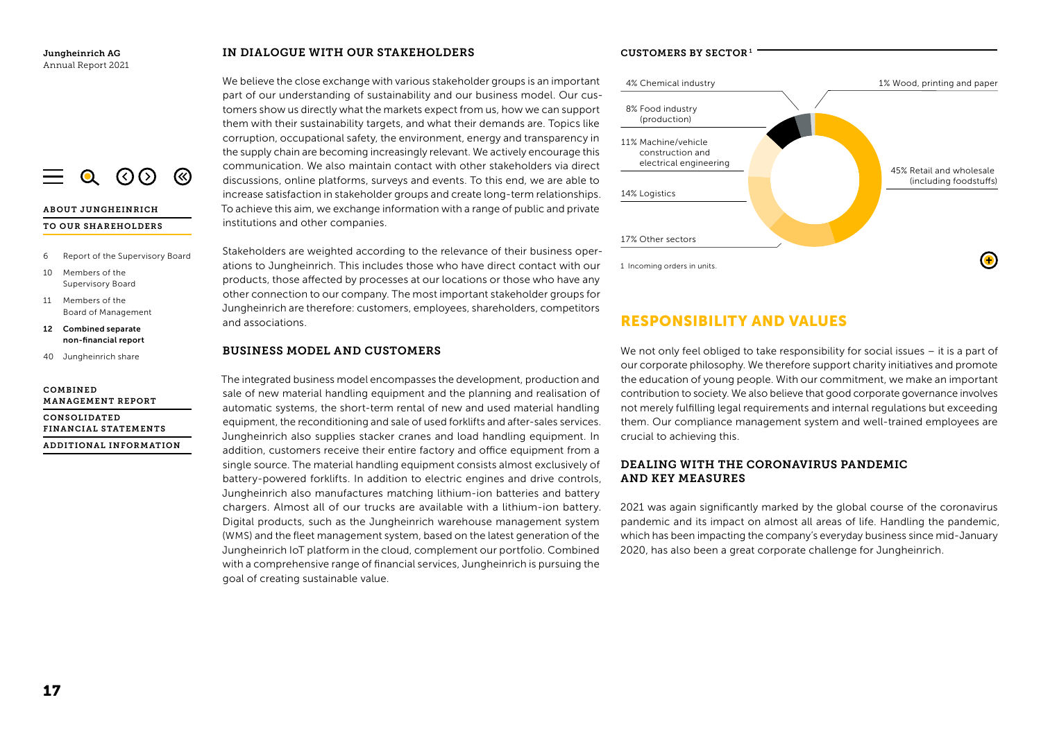## IN DIALOGUE WITH OUR STAKEHOLDERS

We believe the close exchange with various stakeholder groups is an important part of our understanding of sustainability and our business model. Our customers show us directly what the markets expect from us, how we can support them with their sustainability targets, and what their demands are. Topics like corruption, occupational safety, the environment, energy and transparency in the supply chain are becoming increasingly relevant. We actively encourage this communication. We also maintain contact with other stakeholders via direct discussions, online platforms, surveys and events. To this end, we are able to increase satisfaction in stakeholder groups and create long-term relationships. To achieve this aim, we exchange information with a range of public and private institutions and other companies.

Stakeholders are weighted according to the relevance of their business operations to Jungheinrich. This includes those who have direct contact with our products, those affected by processes at our locations or those who have any other connection to our company. The most important stakeholder groups for Jungheinrich are therefore: customers, employees, shareholders, competitors and associations.

## BUSINESS MODEL AND CUSTOMERS

The integrated business model encompasses the development, production and sale of new material handling equipment and the planning and realisation of automatic systems, the short-term rental of new and used material handling equipment, the reconditioning and sale of used forklifts and after-sales services. Jungheinrich also supplies stacker cranes and load handling equipment. In addition, customers receive their entire factory and office equipment from a single source. The material handling equipment consists almost exclusively of battery-powered forklifts. In addition to electric engines and drive controls, Jungheinrich also manufactures matching lithium-ion batteries and battery chargers. Almost all of our trucks are available with a lithium-ion battery. Digital products, such as the Jungheinrich warehouse management system (WMS) and the fleet management system, based on the latest generation of the Jungheinrich IoT platform in the cloud, complement our portfolio. Combined with a comprehensive range of financial services, Jungheinrich is pursuing the goal of creating sustainable value.

### CUSTOMERS BY SECTOR[1]

- 45% Retail and wholesale (including foodstuffs)
- 17% Other sectors
- 14% Logistics
- 11% Machine/vehicle construction and electrical engineering
- 8% Food industry (production)
- 4% Chemical industry
- 1% Wood, printing and paper

1 Incoming orders in units.

# RESPONSIBILITY AND VALUES

We not only feel obliged to take responsibility for social issues – it is a part of our corporate philosophy. We therefore support charity initiatives and promote the education of young people. With our commitment, we make an important contribution to society. We also believe that good corporate governance involves not merely fulfilling legal requirements and internal regulations but exceeding them. Our compliance management system and well-trained employees are crucial to achieving this.

## DEALING WITH THE CORONAVIRUS PANDEMIC AND KEY MEASURES

2021 was again significantly marked by the global course of the coronavirus pandemic and its impact on almost all areas of life. Handling the pandemic, which has been impacting the company's everyday business since mid-January 2020, has also been a great corporate challenge for Jungheinrich.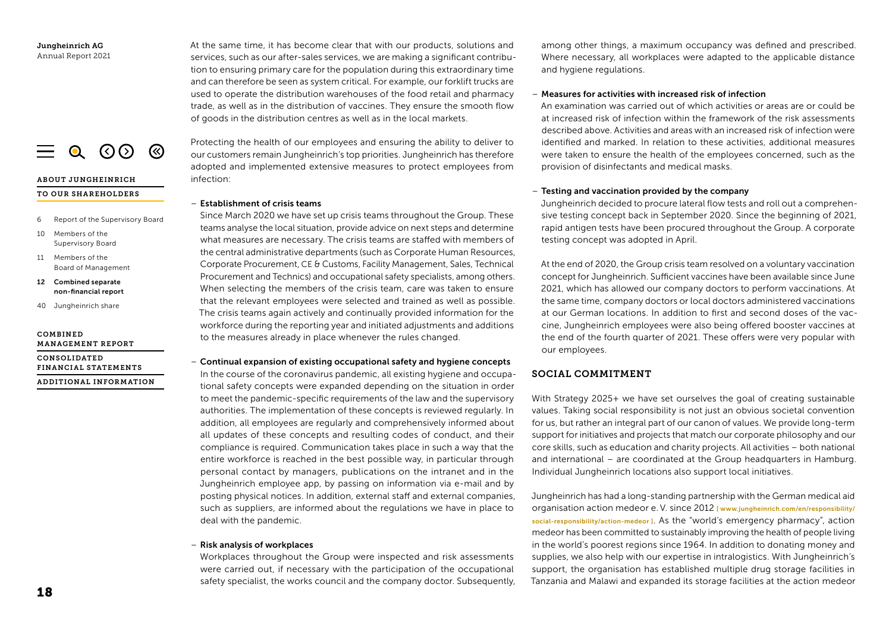At the same time, it has become clear that with our products, solutions and services, such as our after-sales services, we are making a significant contribution to ensuring primary care for the population during this extraordinary time and can therefore be seen as system critical. For example, our forklift trucks are used to operate the distribution warehouses of the food retail and pharmacy trade, as well as in the distribution of vaccines. They ensure the smooth flow of goods in the distribution centres as well as in the local markets.

Protecting the health of our employees and ensuring the ability to deliver to our customers remain Jungheinrich's top priorities. Jungheinrich has therefore adopted and implemented extensive measures to protect employees from infection:

- **Establishment of crisis teams**
  Since March 2020 we have set up crisis teams throughout the Group. These teams analyse the local situation, provide advice on next steps and determine what measures are necessary. The crisis teams are staffed with members of the central administrative departments (such as Corporate Human Resources, Corporate Procurement, CE & Customs, Facility Management, Sales, Technical Procurement and Technics) and occupational safety specialists, among others. When selecting the members of the crisis team, care was taken to ensure that the relevant employees were selected and trained as well as possible. The crisis teams again actively and continually provided information for the workforce during the reporting year and initiated adjustments and additions to the measures already in place whenever the rules changed.

- **Continual expansion of existing occupational safety and hygiene concepts**
  In the course of the coronavirus pandemic, all existing hygiene and occupational safety concepts were expanded depending on the situation in order to meet the pandemic-specific requirements of the law and the supervisory authorities. The implementation of these concepts is reviewed regularly. In addition, all employees are regularly and comprehensively informed about all updates of these concepts and resulting codes of conduct, and their compliance is required. Communication takes place in such a way that the entire workforce is reached in the best possible way, in particular through personal contact by managers, publications on the intranet and in the Jungheinrich employee app, by passing on information via e-mail and by posting physical notices. In addition, external staff and external companies, such as suppliers, are informed about the regulations we have in place to deal with the pandemic.

- **Risk analysis of workplaces**
  Workplaces throughout the Group were inspected and risk assessments were carried out, if necessary with the participation of the occupational safety specialist, the works council and the company doctor. Subsequently, among other things, a maximum occupancy was defined and prescribed. Where necessary, all workplaces were adapted to the applicable distance and hygiene regulations.

- **Measures for activities with increased risk of infection**
  An examination was carried out of which activities or areas are or could be at increased risk of infection within the framework of the risk assessments described above. Activities and areas with an increased risk of infection were identified and marked. In relation to these activities, additional measures were taken to ensure the health of the employees concerned, such as the provision of disinfectants and medical masks.

- **Testing and vaccination provided by the company**
  Jungheinrich decided to procure lateral flow tests and roll out a comprehensive testing concept back in September 2020. Since the beginning of 2021, rapid antigen tests have been procured throughout the Group. A corporate testing concept was adopted in April.

  At the end of 2020, the Group crisis team resolved on a voluntary vaccination concept for Jungheinrich. Sufficient vaccines have been available since June 2021, which has allowed our company doctors to perform vaccinations. At the same time, company doctors or local doctors administered vaccinations at our German locations. In addition to first and second doses of the vaccine, Jungheinrich employees were also being offered booster vaccines at the end of the fourth quarter of 2021. These offers were very popular with our employees.

## SOCIAL COMMITMENT

With Strategy 2025+ we have set ourselves the goal of creating sustainable values. Taking social responsibility is not just an obvious societal convention for us, but rather an integral part of our canon of values. We provide long-term support for initiatives and projects that match our corporate philosophy and our core skills, such as education and charity projects. All activities – both national and international – are coordinated at the Group headquarters in Hamburg. Individual Jungheinrich locations also support local initiatives.

Jungheinrich has had a long-standing partnership with the German medical aid organisation action medeor e. V. since 2012 [ www.jungheinrich.com/en/responsibility/social-responsibility/action-medeor ]. As the "world's emergency pharmacy", action medeor has been committed to sustainably improving the health of people living in the world's poorest regions since 1964. In addition to donating money and supplies, we also help with our expertise in intralogistics. With Jungheinrich's support, the organisation has established multiple drug storage facilities in Tanzania and Malawi and expanded its storage facilities at the action medeor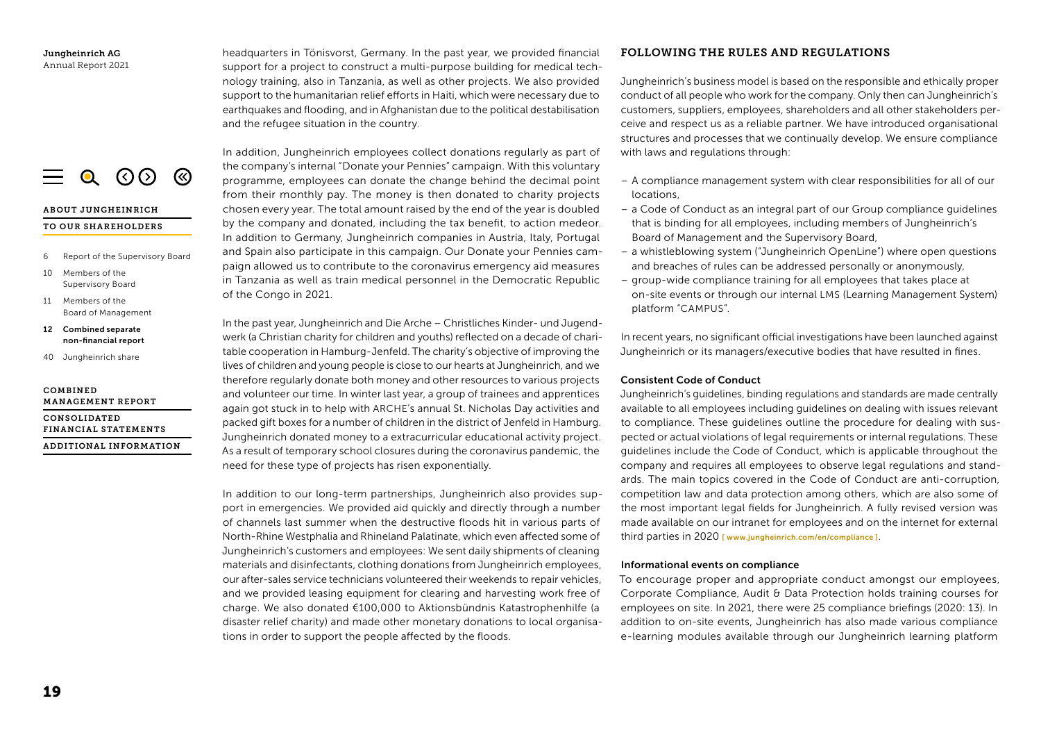headquarters in Tönisvorst, Germany. In the past year, we provided financial support for a project to construct a multi-purpose building for medical technology training, also in Tanzania, as well as other projects. We also provided support to the humanitarian relief efforts in Haiti, which were necessary due to earthquakes and flooding, and in Afghanistan due to the political destabilisation and the refugee situation in the country.

In addition, Jungheinrich employees collect donations regularly as part of the company's internal "Donate your Pennies" campaign. With this voluntary programme, employees can donate the change behind the decimal point from their monthly pay. The money is then donated to charity projects chosen every year. The total amount raised by the end of the year is doubled by the company and donated, including the tax benefit, to action medeor. In addition to Germany, Jungheinrich companies in Austria, Italy, Portugal and Spain also participate in this campaign. Our Donate your Pennies campaign allowed us to contribute to the coronavirus emergency aid measures in Tanzania as well as train medical personnel in the Democratic Republic of the Congo in 2021.

In the past year, Jungheinrich and Die Arche – Christliches Kinder- und Jugendwerk (a Christian charity for children and youths) reflected on a decade of charitable cooperation in Hamburg-Jenfeld. The charity's objective of improving the lives of children and young people is close to our hearts at Jungheinrich, and we therefore regularly donate both money and other resources to various projects and volunteer our time. In winter last year, a group of trainees and apprentices again got stuck in to help with ARCHE's annual St. Nicholas Day activities and packed gift boxes for a number of children in the district of Jenfeld in Hamburg. Jungheinrich donated money to a extracurricular educational activity project. As a result of temporary school closures during the coronavirus pandemic, the need for these type of projects has risen exponentially.

In addition to our long-term partnerships, Jungheinrich also provides support in emergencies. We provided aid quickly and directly through a number of channels last summer when the destructive floods hit in various parts of North-Rhine Westphalia and Rhineland Palatinate, which even affected some of Jungheinrich's customers and employees: We sent daily shipments of cleaning materials and disinfectants, clothing donations from Jungheinrich employees, our after-sales service technicians volunteered their weekends to repair vehicles, and we provided leasing equipment for clearing and harvesting work free of charge. We also donated €100,000 to Aktionsbündnis Katastrophenhilfe (a disaster relief charity) and made other monetary donations to local organisations in order to support the people affected by the floods.

## FOLLOWING THE RULES AND REGULATIONS

Jungheinrich's business model is based on the responsible and ethically proper conduct of all people who work for the company. Only then can Jungheinrich's customers, suppliers, employees, shareholders and all other stakeholders perceive and respect us as a reliable partner. We have introduced organisational structures and processes that we continually develop. We ensure compliance with laws and regulations through:

- A compliance management system with clear responsibilities for all of our locations,
- a Code of Conduct as an integral part of our Group compliance guidelines that is binding for all employees, including members of Jungheinrich's Board of Management and the Supervisory Board,
- a whistleblowing system ("Jungheinrich OpenLine") where open questions and breaches of rules can be addressed personally or anonymously,
- group-wide compliance training for all employees that takes place at on-site events or through our internal LMS (Learning Management System) platform "CAMPUS".

In recent years, no significant official investigations have been launched against Jungheinrich or its managers/executive bodies that have resulted in fines.

### Consistent Code of Conduct

Jungheinrich's guidelines, binding regulations and standards are made centrally available to all employees including guidelines on dealing with issues relevant to compliance. These guidelines outline the procedure for dealing with suspected or actual violations of legal requirements or internal regulations. These guidelines include the Code of Conduct, which is applicable throughout the company and requires all employees to observe legal regulations and standards. The main topics covered in the Code of Conduct are anti-corruption, competition law and data protection among others, which are also some of the most important legal fields for Jungheinrich. A fully revised version was made available on our intranet for employees and on the internet for external third parties in 2020 [ www.jungheinrich.com/en/compliance ].

### Informational events on compliance

To encourage proper and appropriate conduct amongst our employees, Corporate Compliance, Audit & Data Protection holds training courses for employees on site. In 2021, there were 25 compliance briefings (2020: 13). In addition to on-site events, Jungheinrich has also made various compliance e-learning modules available through our Jungheinrich learning platform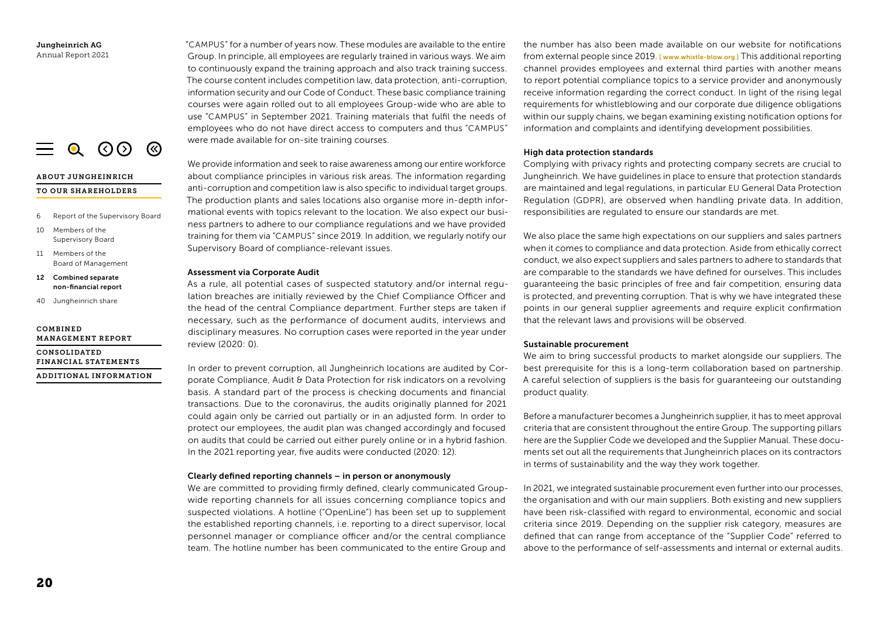"CAMPUS" for a number of years now. These modules are available to the entire Group. In principle, all employees are regularly trained in various ways. We aim to continuously expand the training approach and also track training success. The course content includes competition law, data protection, anti-corruption, information security and our Code of Conduct. These basic compliance training courses were again rolled out to all employees Group-wide who are able to use "CAMPUS" in September 2021. Training materials that fulfil the needs of employees who do not have direct access to computers and thus "CAMPUS" were made available for on-site training courses.

We provide information and seek to raise awareness among our entire workforce about compliance principles in various risk areas. The information regarding anti-corruption and competition law is also specific to individual target groups. The production plants and sales locations also organise more in-depth informational events with topics relevant to the location. We also expect our business partners to adhere to our compliance regulations and we have provided training for them via "CAMPUS" since 2019. In addition, we regularly notify our Supervisory Board of compliance-relevant issues.

#### Assessment via Corporate Audit

As a rule, all potential cases of suspected statutory and/or internal regulation breaches are initially reviewed by the Chief Compliance Officer and the head of the central Compliance department. Further steps are taken if necessary, such as the performance of document audits, interviews and disciplinary measures. No corruption cases were reported in the year under review (2020: 0).

In order to prevent corruption, all Jungheinrich locations are audited by Corporate Compliance, Audit & Data Protection for risk indicators on a revolving basis. A standard part of the process is checking documents and financial transactions. Due to the coronavirus, the audits originally planned for 2021 could again only be carried out partially or in an adjusted form. In order to protect our employees, the audit plan was changed accordingly and focused on audits that could be carried out either purely online or in a hybrid fashion. In the 2021 reporting year, five audits were conducted (2020: 12).

#### Clearly defined reporting channels – in person or anonymously

We are committed to providing firmly defined, clearly communicated Group-wide reporting channels for all issues concerning compliance topics and suspected violations. A hotline ("OpenLine") has been set up to supplement the established reporting channels, i.e. reporting to a direct supervisor, local personnel manager or compliance officer and/or the central compliance team. The hotline number has been communicated to the entire Group and the number has also been made available on our website for notifications from external people since 2019. [ www.whistle-blow.org ] This additional reporting channel provides employees and external third parties with another means to report potential compliance topics to a service provider and anonymously receive information regarding the correct conduct. In light of the rising legal requirements for whistleblowing and our corporate due diligence obligations within our supply chains, we began examining existing notification options for information and complaints and identifying development possibilities.

#### High data protection standards

Complying with privacy rights and protecting company secrets are crucial to Jungheinrich. We have guidelines in place to ensure that protection standards are maintained and legal regulations, in particular EU General Data Protection Regulation (GDPR), are observed when handling private data. In addition, responsibilities are regulated to ensure our standards are met.

We also place the same high expectations on our suppliers and sales partners when it comes to compliance and data protection. Aside from ethically correct conduct, we also expect suppliers and sales partners to adhere to standards that are comparable to the standards we have defined for ourselves. This includes guaranteeing the basic principles of free and fair competition, ensuring data is protected, and preventing corruption. That is why we have integrated these points in our general supplier agreements and require explicit confirmation that the relevant laws and provisions will be observed.

#### Sustainable procurement

We aim to bring successful products to market alongside our suppliers. The best prerequisite for this is a long-term collaboration based on partnership. A careful selection of suppliers is the basis for guaranteeing our outstanding product quality.

Before a manufacturer becomes a Jungheinrich supplier, it has to meet approval criteria that are consistent throughout the entire Group. The supporting pillars here are the Supplier Code we developed and the Supplier Manual. These documents set out all the requirements that Jungheinrich places on its contractors in terms of sustainability and the way they work together.

In 2021, we integrated sustainable procurement even further into our processes, the organisation and with our main suppliers. Both existing and new suppliers have been risk-classified with regard to environmental, economic and social criteria since 2019. Depending on the supplier risk category, measures are defined that can range from acceptance of the "Supplier Code" referred to above to the performance of self-assessments and internal or external audits.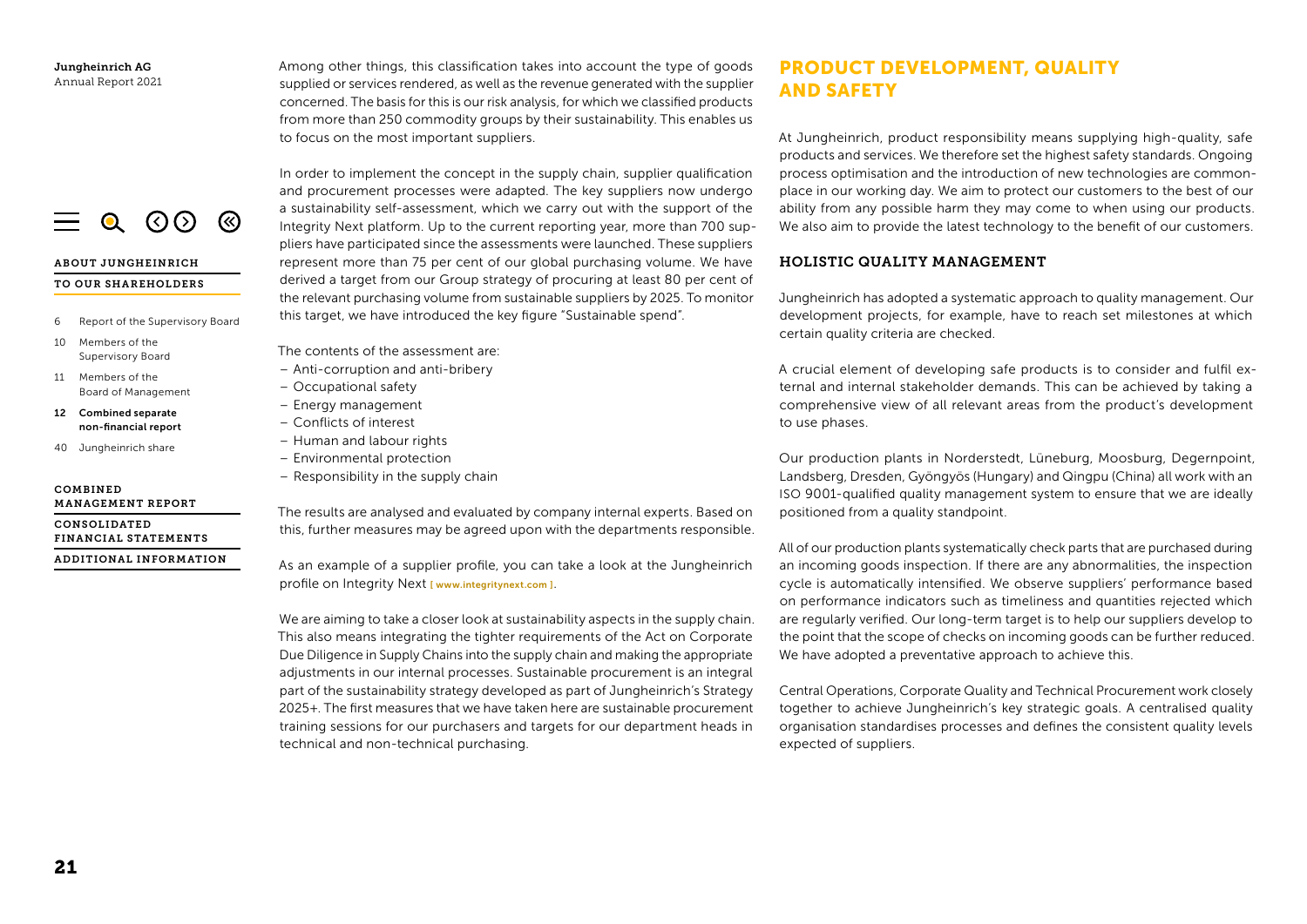Among other things, this classification takes into account the type of goods supplied or services rendered, as well as the revenue generated with the supplier concerned. The basis for this is our risk analysis, for which we classified products from more than 250 commodity groups by their sustainability. This enables us to focus on the most important suppliers.

In order to implement the concept in the supply chain, supplier qualification and procurement processes were adapted. The key suppliers now undergo a sustainability self-assessment, which we carry out with the support of the Integrity Next platform. Up to the current reporting year, more than 700 suppliers have participated since the assessments were launched. These suppliers represent more than 75 per cent of our global purchasing volume. We have derived a target from our Group strategy of procuring at least 80 per cent of the relevant purchasing volume from sustainable suppliers by 2025. To monitor this target, we have introduced the key figure "Sustainable spend".

The contents of the assessment are:

- Anti-corruption and anti-bribery
- Occupational safety
- Energy management
- Conflicts of interest
- Human and labour rights
- Environmental protection
- Responsibility in the supply chain

The results are analysed and evaluated by company internal experts. Based on this, further measures may be agreed upon with the departments responsible.

As an example of a supplier profile, you can take a look at the Jungheinrich profile on Integrity Next [ www.integritynext.com ].

We are aiming to take a closer look at sustainability aspects in the supply chain. This also means integrating the tighter requirements of the Act on Corporate Due Diligence in Supply Chains into the supply chain and making the appropriate adjustments in our internal processes. Sustainable procurement is an integral part of the sustainability strategy developed as part of Jungheinrich's Strategy 2025+. The first measures that we have taken here are sustainable procurement training sessions for our purchasers and targets for our department heads in technical and non-technical purchasing.

## PRODUCT DEVELOPMENT, QUALITY AND SAFETY

At Jungheinrich, product responsibility means supplying high-quality, safe products and services. We therefore set the highest safety standards. Ongoing process optimisation and the introduction of new technologies are commonplace in our working day. We aim to protect our customers to the best of our ability from any possible harm they may come to when using our products. We also aim to provide the latest technology to the benefit of our customers.

### HOLISTIC QUALITY MANAGEMENT

Jungheinrich has adopted a systematic approach to quality management. Our development projects, for example, have to reach set milestones at which certain quality criteria are checked.

A crucial element of developing safe products is to consider and fulfil external and internal stakeholder demands. This can be achieved by taking a comprehensive view of all relevant areas from the product's development to use phases.

Our production plants in Norderstedt, Lüneburg, Moosburg, Degernpoint, Landsberg, Dresden, Gyöngyös (Hungary) and Qingpu (China) all work with an ISO 9001-qualified quality management system to ensure that we are ideally positioned from a quality standpoint.

All of our production plants systematically check parts that are purchased during an incoming goods inspection. If there are any abnormalities, the inspection cycle is automatically intensified. We observe suppliers' performance based on performance indicators such as timeliness and quantities rejected which are regularly verified. Our long-term target is to help our suppliers develop to the point that the scope of checks on incoming goods can be further reduced. We have adopted a preventative approach to achieve this.

Central Operations, Corporate Quality and Technical Procurement work closely together to achieve Jungheinrich's key strategic goals. A centralised quality organisation standardises processes and defines the consistent quality levels expected of suppliers.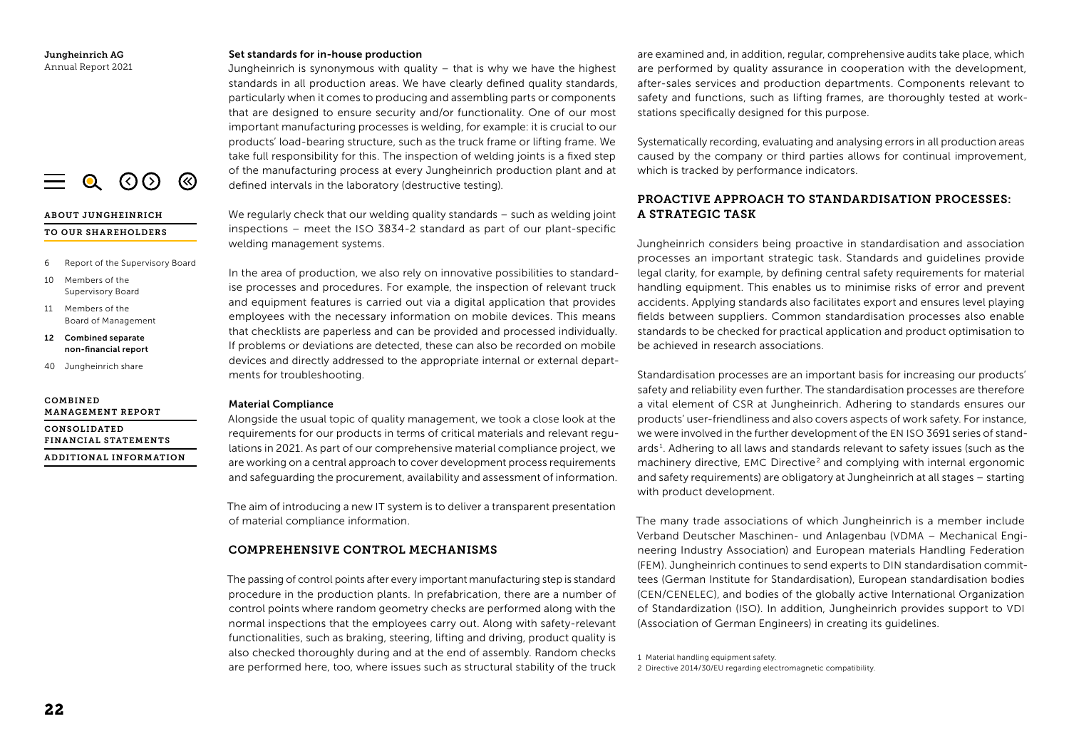#### Set standards for in-house production

Jungheinrich is synonymous with quality – that is why we have the highest standards in all production areas. We have clearly defined quality standards, particularly when it comes to producing and assembling parts or components that are designed to ensure security and/or functionality. One of our most important manufacturing processes is welding, for example: it is crucial to our products' load-bearing structure, such as the truck frame or lifting frame. We take full responsibility for this. The inspection of welding joints is a fixed step of the manufacturing process at every Jungheinrich production plant and at defined intervals in the laboratory (destructive testing).

We regularly check that our welding quality standards – such as welding joint inspections – meet the ISO 3834-2 standard as part of our plant-specific welding management systems.

In the area of production, we also rely on innovative possibilities to standardise processes and procedures. For example, the inspection of relevant truck and equipment features is carried out via a digital application that provides employees with the necessary information on mobile devices. This means that checklists are paperless and can be provided and processed individually. If problems or deviations are detected, these can also be recorded on mobile devices and directly addressed to the appropriate internal or external departments for troubleshooting.

#### Material Compliance

Alongside the usual topic of quality management, we took a close look at the requirements for our products in terms of critical materials and relevant regulations in 2021. As part of our comprehensive material compliance project, we are working on a central approach to cover development process requirements and safeguarding the procurement, availability and assessment of information.

The aim of introducing a new IT system is to deliver a transparent presentation of material compliance information.

### COMPREHENSIVE CONTROL MECHANISMS

The passing of control points after every important manufacturing step is standard procedure in the production plants. In prefabrication, there are a number of control points where random geometry checks are performed along with the normal inspections that the employees carry out. Along with safety-relevant functionalities, such as braking, steering, lifting and driving, product quality is also checked thoroughly during and at the end of assembly. Random checks are performed here, too, where issues such as structural stability of the truck are examined and, in addition, regular, comprehensive audits take place, which are performed by quality assurance in cooperation with the development, after-sales services and production departments. Components relevant to safety and functions, such as lifting frames, are thoroughly tested at workstations specifically designed for this purpose.

Systematically recording, evaluating and analysing errors in all production areas caused by the company or third parties allows for continual improvement, which is tracked by performance indicators.

### PROACTIVE APPROACH TO STANDARDISATION PROCESSES: A STRATEGIC TASK

Jungheinrich considers being proactive in standardisation and association processes an important strategic task. Standards and guidelines provide legal clarity, for example, by defining central safety requirements for material handling equipment. This enables us to minimise risks of error and prevent accidents. Applying standards also facilitates export and ensures level playing fields between suppliers. Common standardisation processes also enable standards to be checked for practical application and product optimisation to be achieved in research associations.

Standardisation processes are an important basis for increasing our products' safety and reliability even further. The standardisation processes are therefore a vital element of CSR at Jungheinrich. Adhering to standards ensures our products' user-friendliness and also covers aspects of work safety. For instance, we were involved in the further development of the EN ISO 3691 series of standards[1]. Adhering to all laws and standards relevant to safety issues (such as the machinery directive, EMC Directive[2] and complying with internal ergonomic and safety requirements) are obligatory at Jungheinrich at all stages – starting with product development.

The many trade associations of which Jungheinrich is a member include Verband Deutscher Maschinen- und Anlagenbau (VDMA – Mechanical Engineering Industry Association) and European materials Handling Federation (FEM). Jungheinrich continues to send experts to DIN standardisation committees (German Institute for Standardisation), European standardisation bodies (CEN/CENELEC), and bodies of the globally active International Organization of Standardization (ISO). In addition, Jungheinrich provides support to VDI (Association of German Engineers) in creating its guidelines.

1 Material handling equipment safety.
2 Directive 2014/30/EU regarding electromagnetic compatibility.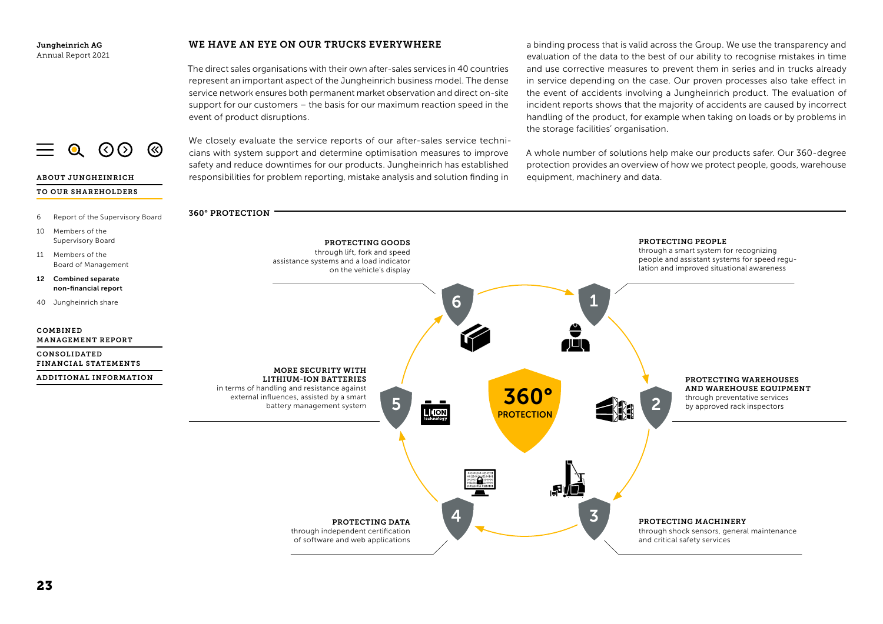## WE HAVE AN EYE ON OUR TRUCKS EVERYWHERE

The direct sales organisations with their own after-sales services in 40 countries represent an important aspect of the Jungheinrich business model. The dense service network ensures both permanent market observation and direct on-site support for our customers – the basis for our maximum reaction speed in the event of product disruptions.

We closely evaluate the service reports of our after-sales service technicians with system support and determine optimisation measures to improve safety and reduce downtimes for our products. Jungheinrich has established responsibilities for problem reporting, mistake analysis and solution finding in a binding process that is valid across the Group. We use the transparency and evaluation of the data to the best of our ability to recognise mistakes in time and use corrective measures to prevent them in series and in trucks already in service depending on the case. Our proven processes also take effect in the event of accidents involving a Jungheinrich product. The evaluation of incident reports shows that the majority of accidents are caused by incorrect handling of the product, for example when taking on loads or by problems in the storage facilities' organisation.

A whole number of solutions help make our products safer. Our 360-degree protection provides an overview of how we protect people, goods, warehouse equipment, machinery and data.

### 360° PROTECTION

**360° PROTECTION**

1. **PROTECTING PEOPLE** through a smart system for recognizing people and assistant systems for speed regulation and improved situational awareness
2. **PROTECTING WAREHOUSES AND WAREHOUSE EQUIPMENT** through preventative services by approved rack inspectors
3. **PROTECTING MACHINERY** through shock sensors, general maintenance and critical safety services
4. **PROTECTING DATA** through independent certification of software and web applications
5. **MORE SECURITY WITH LITHIUM-ION BATTERIES** in terms of handling and resistance against external influences, assisted by a smart battery management system
6. **PROTECTING GOODS** through lift, fork and speed assistance systems and a load indicator on the vehicle's display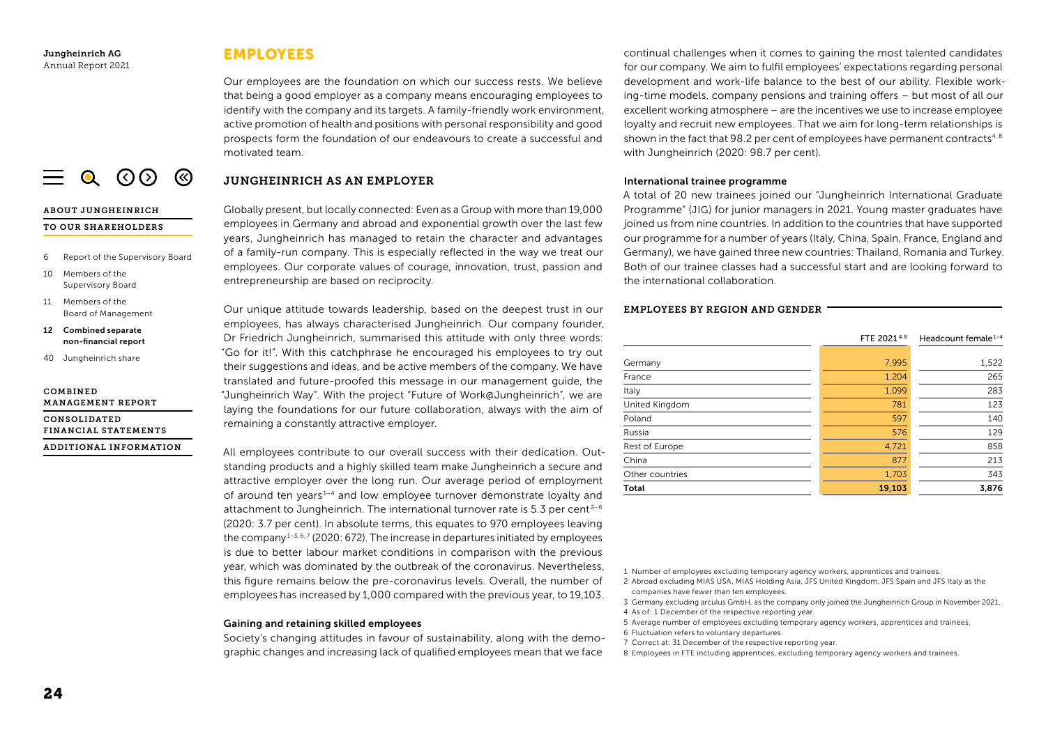# EMPLOYEES

Our employees are the foundation on which our success rests. We believe that being a good employer as a company means encouraging employees to identify with the company and its targets. A family-friendly work environment, active promotion of health and positions with personal responsibility and good prospects form the foundation of our endeavours to create a successful and motivated team.

## JUNGHEINRICH AS AN EMPLOYER

Globally present, but locally connected: Even as a Group with more than 19,000 employees in Germany and abroad and exponential growth over the last few years, Jungheinrich has managed to retain the character and advantages of a family-run company. This is especially reflected in the way we treat our employees. Our corporate values of courage, innovation, trust, passion and entrepreneurship are based on reciprocity.

Our unique attitude towards leadership, based on the deepest trust in our employees, has always characterised Jungheinrich. Our company founder, Dr Friedrich Jungheinrich, summarised this attitude with only three words: "Go for it!". With this catchphrase he encouraged his employees to try out their suggestions and ideas, and be active members of the company. We have translated and future-proofed this message in our management guide, the "Jungheinrich Way". With the project "Future of Work@Jungheinrich", we are laying the foundations for our future collaboration, always with the aim of remaining a constantly attractive employer.

All employees contribute to our overall success with their dedication. Outstanding products and a highly skilled team make Jungheinrich a secure and attractive employer over the long run. Our average period of employment of around ten years[1–4] and low employee turnover demonstrate loyalty and attachment to Jungheinrich. The international turnover rate is 5.3 per cent[2–6] (2020: 3.7 per cent). In absolute terms, this equates to 970 employees leaving the company[1–3, 6, 7] (2020: 672). The increase in departures initiated by employees is due to better labour market conditions in comparison with the previous year, which was dominated by the outbreak of the coronavirus. Nevertheless, this figure remains below the pre-coronavirus levels. Overall, the number of employees has increased by 1,000 compared with the previous year, to 19,103.

### Gaining and retaining skilled employees

Society's changing attitudes in favour of sustainability, along with the demographic changes and increasing lack of qualified employees mean that we face continual challenges when it comes to gaining the most talented candidates for our company. We aim to fulfil employees' expectations regarding personal development and work-life balance to the best of our ability. Flexible working-time models, company pensions and training offers – but most of all our excellent working atmosphere – are the incentives we use to increase employee loyalty and recruit new employees. That we aim for long-term relationships is shown in the fact that 98.2 per cent of employees have permanent contracts[4, 8] with Jungheinrich (2020: 98.7 per cent).

### International trainee programme

A total of 20 new trainees joined our "Jungheinrich International Graduate Programme" (JIG) for junior managers in 2021. Young master graduates have joined us from nine countries. In addition to the countries that have supported our programme for a number of years (Italy, China, Spain, France, England and Germany), we have gained three new countries: Thailand, Romania and Turkey. Both of our trainee classes had a successful start and are looking forward to the international collaboration.

### EMPLOYEES BY REGION AND GENDER

| | FTE 2021[4,8] | Headcount female[1–4] |
|---|---|---|
| Germany | 7,995 | 1,522 |
| France | 1,204 | 265 |
| Italy | 1,099 | 283 |
| United Kingdom | 781 | 123 |
| Poland | 597 | 140 |
| Russia | 576 | 129 |
| Rest of Europe | 4,721 | 858 |
| China | 877 | 213 |
| Other countries | 1,703 | 343 |
| **Total** | **19,103** | **3,876** |

1 Number of employees excluding temporary agency workers, apprentices and trainees.
2 Abroad excluding MIAS USA, MIAS Holding Asia, JFS United Kingdom, JFS Spain and JFS Italy as the companies have fewer than ten employees.
3 Germany excluding arculus GmbH, as the company only joined the Jungheinrich Group in November 2021.
4 As of: 1 December of the respective reporting year.
5 Average number of employees excluding temporary agency workers, apprentices and trainees.
6 Fluctuation refers to voluntary departures.
7 Correct at: 31 December of the respective reporting year.
8 Employees in FTE including apprentices, excluding temporary agency workers and trainees.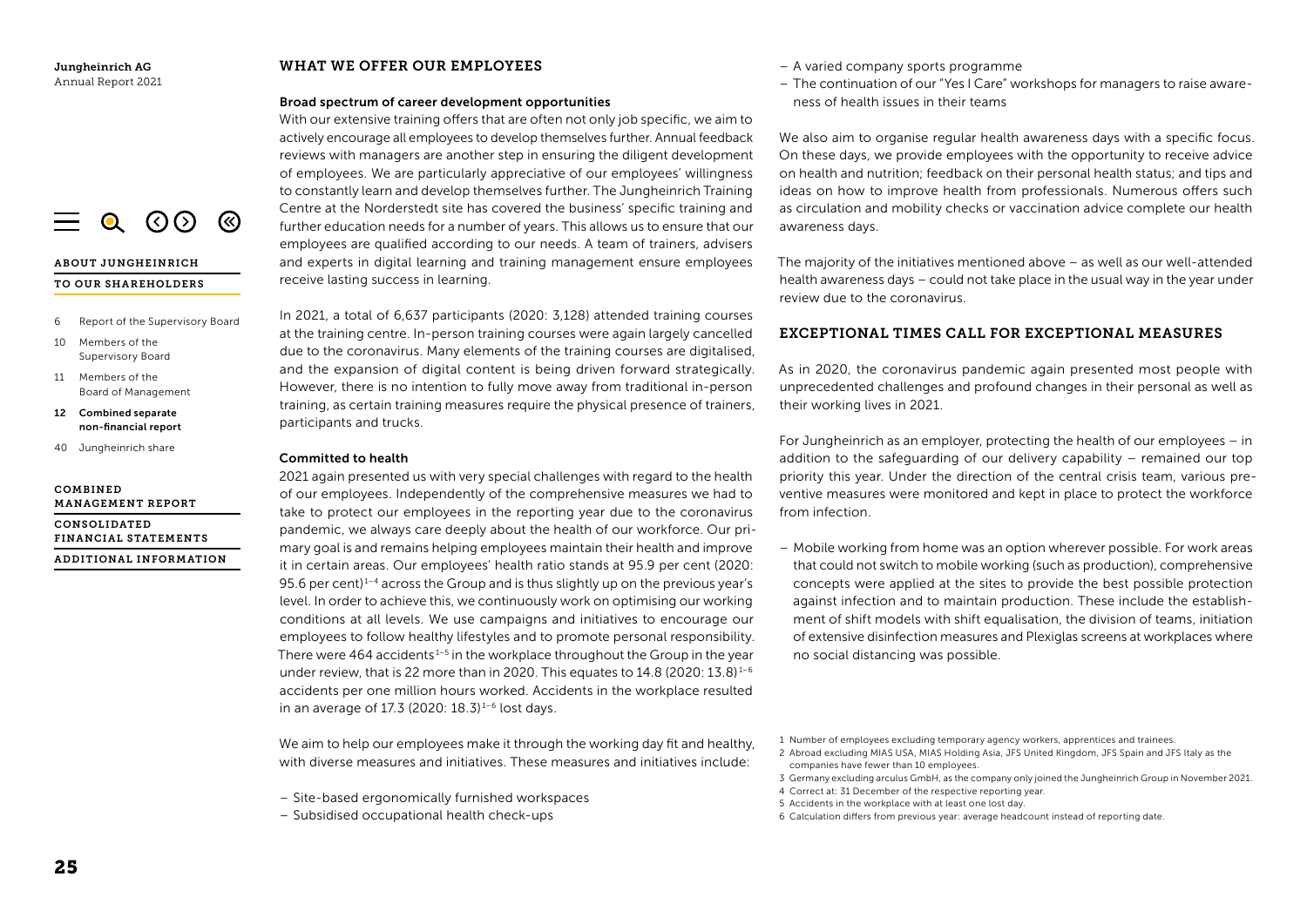## WHAT WE OFFER OUR EMPLOYEES

### Broad spectrum of career development opportunities

With our extensive training offers that are often not only job specific, we aim to actively encourage all employees to develop themselves further. Annual feedback reviews with managers are another step in ensuring the diligent development of employees. We are particularly appreciative of our employees' willingness to constantly learn and develop themselves further. The Jungheinrich Training Centre at the Norderstedt site has covered the business' specific training and further education needs for a number of years. This allows us to ensure that our employees are qualified according to our needs. A team of trainers, advisers and experts in digital learning and training management ensure employees receive lasting success in learning.

In 2021, a total of 6,637 participants (2020: 3,128) attended training courses at the training centre. In-person training courses were again largely cancelled due to the coronavirus. Many elements of the training courses are digitalised, and the expansion of digital content is being driven forward strategically. However, there is no intention to fully move away from traditional in-person training, as certain training measures require the physical presence of trainers, participants and trucks.

### Committed to health

2021 again presented us with very special challenges with regard to the health of our employees. Independently of the comprehensive measures we had to take to protect our employees in the reporting year due to the coronavirus pandemic, we always care deeply about the health of our workforce. Our primary goal is and remains helping employees maintain their health and improve it in certain areas. Our employees' health ratio stands at 95.9 per cent (2020: 95.6 per cent)[1–4] across the Group and is thus slightly up on the previous year's level. In order to achieve this, we continuously work on optimising our working conditions at all levels. We use campaigns and initiatives to encourage our employees to follow healthy lifestyles and to promote personal responsibility. There were 464 accidents[1–5] in the workplace throughout the Group in the year under review, that is 22 more than in 2020. This equates to 14.8 (2020: 13.8)[1–6] accidents per one million hours worked. Accidents in the workplace resulted in an average of 17.3 (2020: 18.3)[1–6] lost days.

We aim to help our employees make it through the working day fit and healthy, with diverse measures and initiatives. These measures and initiatives include:

- Site-based ergonomically furnished workspaces
- Subsidised occupational health check-ups
- A varied company sports programme
- The continuation of our "Yes I Care" workshops for managers to raise awareness of health issues in their teams

We also aim to organise regular health awareness days with a specific focus. On these days, we provide employees with the opportunity to receive advice on health and nutrition; feedback on their personal health status; and tips and ideas on how to improve health from professionals. Numerous offers such as circulation and mobility checks or vaccination advice complete our health awareness days.

The majority of the initiatives mentioned above – as well as our well-attended health awareness days – could not take place in the usual way in the year under review due to the coronavirus.

## EXCEPTIONAL TIMES CALL FOR EXCEPTIONAL MEASURES

As in 2020, the coronavirus pandemic again presented most people with unprecedented challenges and profound changes in their personal as well as their working lives in 2021.

For Jungheinrich as an employer, protecting the health of our employees – in addition to the safeguarding of our delivery capability – remained our top priority this year. Under the direction of the central crisis team, various preventive measures were monitored and kept in place to protect the workforce from infection.

- Mobile working from home was an option wherever possible. For work areas that could not switch to mobile working (such as production), comprehensive concepts were applied at the sites to provide the best possible protection against infection and to maintain production. These include the establishment of shift models with shift equalisation, the division of teams, initiation of extensive disinfection measures and Plexiglas screens at workplaces where no social distancing was possible.

1 Number of employees excluding temporary agency workers, apprentices and trainees.
2 Abroad excluding MIAS USA, MIAS Holding Asia, JFS United Kingdom, JFS Spain and JFS Italy as the companies have fewer than 10 employees.
3 Germany excluding arculus GmbH, as the company only joined the Jungheinrich Group in November 2021.
4 Correct at: 31 December of the respective reporting year.
5 Accidents in the workplace with at least one lost day.
6 Calculation differs from previous year: average headcount instead of reporting date.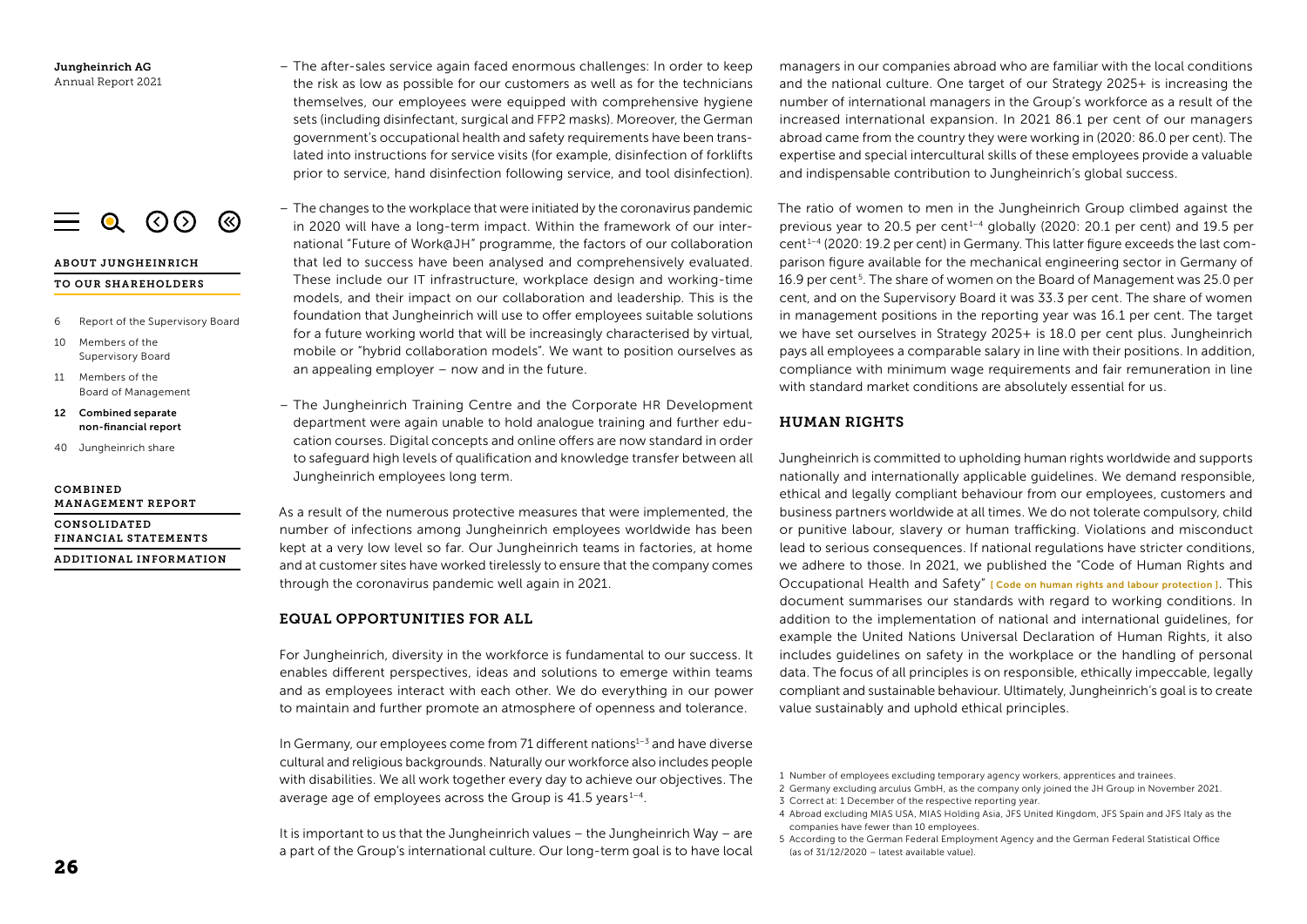– The after-sales service again faced enormous challenges: In order to keep the risk as low as possible for our customers as well as for the technicians themselves, our employees were equipped with comprehensive hygiene sets (including disinfectant, surgical and FFP2 masks). Moreover, the German government's occupational health and safety requirements have been translated into instructions for service visits (for example, disinfection of forklifts prior to service, hand disinfection following service, and tool disinfection).

– The changes to the workplace that were initiated by the coronavirus pandemic in 2020 will have a long-term impact. Within the framework of our international "Future of Work@JH" programme, the factors of our collaboration that led to success have been analysed and comprehensively evaluated. These include our IT infrastructure, workplace design and working-time models, and their impact on our collaboration and leadership. This is the foundation that Jungheinrich will use to offer employees suitable solutions for a future working world that will be increasingly characterised by virtual, mobile or "hybrid collaboration models". We want to position ourselves as an appealing employer – now and in the future.

– The Jungheinrich Training Centre and the Corporate HR Development department were again unable to hold analogue training and further education courses. Digital concepts and online offers are now standard in order to safeguard high levels of qualification and knowledge transfer between all Jungheinrich employees long term.

As a result of the numerous protective measures that were implemented, the number of infections among Jungheinrich employees worldwide has been kept at a very low level so far. Our Jungheinrich teams in factories, at home and at customer sites have worked tirelessly to ensure that the company comes through the coronavirus pandemic well again in 2021.

## EQUAL OPPORTUNITIES FOR ALL

For Jungheinrich, diversity in the workforce is fundamental to our success. It enables different perspectives, ideas and solutions to emerge within teams and as employees interact with each other. We do everything in our power to maintain and further promote an atmosphere of openness and tolerance.

In Germany, our employees come from 71 different nations[1–3] and have diverse cultural and religious backgrounds. Naturally our workforce also includes people with disabilities. We all work together every day to achieve our objectives. The average age of employees across the Group is 41.5 years[1–4].

It is important to us that the Jungheinrich values – the Jungheinrich Way – are a part of the Group's international culture. Our long-term goal is to have local managers in our companies abroad who are familiar with the local conditions and the national culture. One target of our Strategy 2025+ is increasing the number of international managers in the Group's workforce as a result of the increased international expansion. In 2021 86.1 per cent of our managers abroad came from the country they were working in (2020: 86.0 per cent). The expertise and special intercultural skills of these employees provide a valuable and indispensable contribution to Jungheinrich's global success.

The ratio of women to men in the Jungheinrich Group climbed against the previous year to 20.5 per cent[1–4] globally (2020: 20.1 per cent) and 19.5 per cent[1–4] (2020: 19.2 per cent) in Germany. This latter figure exceeds the last comparison figure available for the mechanical engineering sector in Germany of 16.9 per cent[5]. The share of women on the Board of Management was 25.0 per cent, and on the Supervisory Board it was 33.3 per cent. The share of women in management positions in the reporting year was 16.1 per cent. The target we have set ourselves in Strategy 2025+ is 18.0 per cent plus. Jungheinrich pays all employees a comparable salary in line with their positions. In addition, compliance with minimum wage requirements and fair remuneration in line with standard market conditions are absolutely essential for us.

## HUMAN RIGHTS

Jungheinrich is committed to upholding human rights worldwide and supports nationally and internationally applicable guidelines. We demand responsible, ethical and legally compliant behaviour from our employees, customers and business partners worldwide at all times. We do not tolerate compulsory, child or punitive labour, slavery or human trafficking. Violations and misconduct lead to serious consequences. If national regulations have stricter conditions, we adhere to those. In 2021, we published the "Code of Human Rights and Occupational Health and Safety" [ Code on human rights and labour protection ]. This document summarises our standards with regard to working conditions. In addition to the implementation of national and international guidelines, for example the United Nations Universal Declaration of Human Rights, it also includes guidelines on safety in the workplace or the handling of personal data. The focus of all principles is on responsible, ethically impeccable, legally compliant and sustainable behaviour. Ultimately, Jungheinrich's goal is to create value sustainably and uphold ethical principles.

1 Number of employees excluding temporary agency workers, apprentices and trainees.
2 Germany excluding arculus GmbH, as the company only joined the JH Group in November 2021.
3 Correct at: 1 December of the respective reporting year.
4 Abroad excluding MIAS USA, MIAS Holding Asia, JFS United Kingdom, JFS Spain and JFS Italy as the companies have fewer than 10 employees.
5 According to the German Federal Employment Agency and the German Federal Statistical Office (as of 31/12/2020 – latest available value).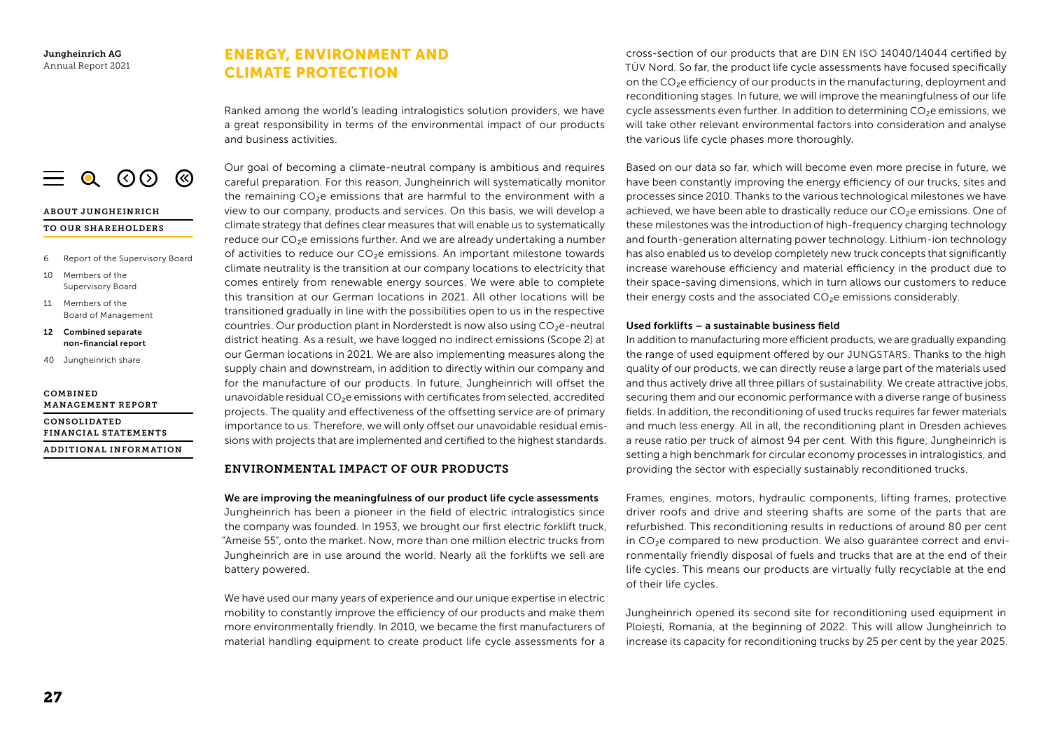# ENERGY, ENVIRONMENT AND CLIMATE PROTECTION

Ranked among the world's leading intralogistics solution providers, we have a great responsibility in terms of the environmental impact of our products and business activities.

Our goal of becoming a climate-neutral company is ambitious and requires careful preparation. For this reason, Jungheinrich will systematically monitor the remaining $CO_2e$ emissions that are harmful to the environment with a view to our company, products and services. On this basis, we will develop a climate strategy that defines clear measures that will enable us to systematically reduce our $CO_2e$ emissions further. And we are already undertaking a number of activities to reduce our $CO_2e$ emissions. An important milestone towards climate neutrality is the transition at our company locations to electricity that comes entirely from renewable energy sources. We were able to complete this transition at our German locations in 2021. All other locations will be transitioned gradually in line with the possibilities open to us in the respective countries. Our production plant in Norderstedt is now also using $CO_2e$-neutral district heating. As a result, we have logged no indirect emissions (Scope 2) at our German locations in 2021. We are also implementing measures along the supply chain and downstream, in addition to directly within our company and for the manufacture of our products. In future, Jungheinrich will offset the unavoidable residual $CO_2e$ emissions with certificates from selected, accredited projects. The quality and effectiveness of the offsetting service are of primary importance to us. Therefore, we will only offset our unavoidable residual emissions with projects that are implemented and certified to the highest standards.

## ENVIRONMENTAL IMPACT OF OUR PRODUCTS

**We are improving the meaningfulness of our product life cycle assessments**

Jungheinrich has been a pioneer in the field of electric intralogistics since the company was founded. In 1953, we brought our first electric forklift truck, "Ameise 55", onto the market. Now, more than one million electric trucks from Jungheinrich are in use around the world. Nearly all the forklifts we sell are battery powered.

We have used our many years of experience and our unique expertise in electric mobility to constantly improve the efficiency of our products and make them more environmentally friendly. In 2010, we became the first manufacturers of material handling equipment to create product life cycle assessments for a cross-section of our products that are DIN EN ISO 14040/14044 certified by TÜV Nord. So far, the product life cycle assessments have focused specifically on the $CO_2e$ efficiency of our products in the manufacturing, deployment and reconditioning stages. In future, we will improve the meaningfulness of our life cycle assessments even further. In addition to determining $CO_2e$ emissions, we will take other relevant environmental factors into consideration and analyse the various life cycle phases more thoroughly.

Based on our data so far, which will become even more precise in future, we have been constantly improving the energy efficiency of our trucks, sites and processes since 2010. Thanks to the various technological milestones we have achieved, we have been able to drastically reduce our $CO_2e$ emissions. One of these milestones was the introduction of high-frequency charging technology and fourth-generation alternating power technology. Lithium-ion technology has also enabled us to develop completely new truck concepts that significantly increase warehouse efficiency and material efficiency in the product due to their space-saving dimensions, which in turn allows our customers to reduce their energy costs and the associated $CO_2e$ emissions considerably.

**Used forklifts – a sustainable business field**

In addition to manufacturing more efficient products, we are gradually expanding the range of used equipment offered by our JUNGSTARS. Thanks to the high quality of our products, we can directly reuse a large part of the materials used and thus actively drive all three pillars of sustainability. We create attractive jobs, securing them and our economic performance with a diverse range of business fields. In addition, the reconditioning of used trucks requires far fewer materials and much less energy. All in all, the reconditioning plant in Dresden achieves a reuse ratio per truck of almost 94 per cent. With this figure, Jungheinrich is setting a high benchmark for circular economy processes in intralogistics, and providing the sector with especially sustainably reconditioned trucks.

Frames, engines, motors, hydraulic components, lifting frames, protective driver roofs and drive and steering shafts are some of the parts that are refurbished. This reconditioning results in reductions of around 80 per cent in $CO_2e$ compared to new production. We also guarantee correct and environmentally friendly disposal of fuels and trucks that are at the end of their life cycles. This means our products are virtually fully recyclable at the end of their life cycles.

Jungheinrich opened its second site for reconditioning used equipment in Ploiești, Romania, at the beginning of 2022. This will allow Jungheinrich to increase its capacity for reconditioning trucks by 25 per cent by the year 2025.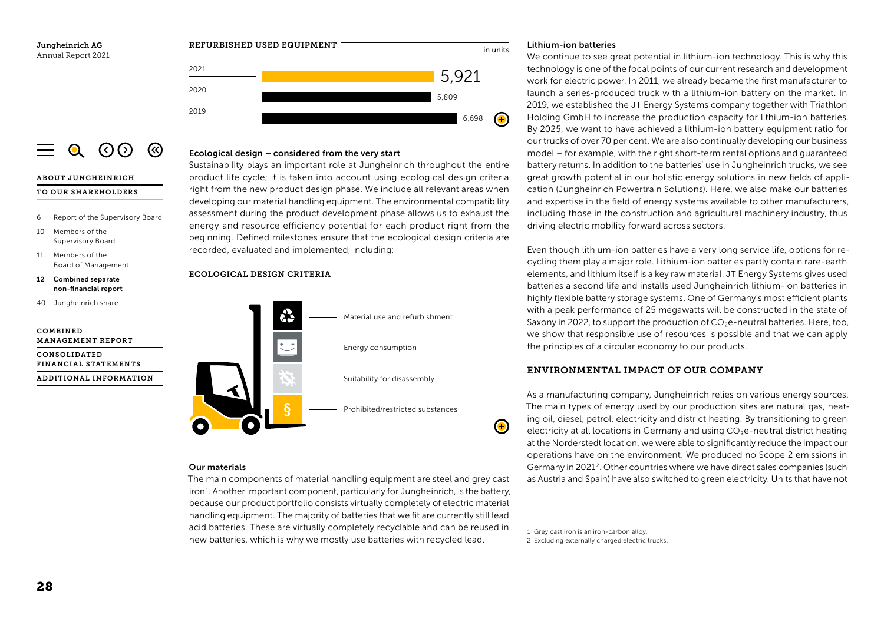## REFURBISHED USED EQUIPMENT

in units

| Year | Units |
|---|---|
| 2021 | 5,921 |
| 2020 | 5,809 |
| 2019 | 6,698 |

### Ecological design – considered from the very start

Sustainability plays an important role at Jungheinrich throughout the entire product life cycle; it is taken into account using ecological design criteria right from the new product design phase. We include all relevant areas when developing our material handling equipment. The environmental compatibility assessment during the product development phase allows us to exhaust the energy and resource efficiency potential for each product right from the beginning. Defined milestones ensure that the ecological design criteria are recorded, evaluated and implemented, including:

## ECOLOGICAL DESIGN CRITERIA

- Material use and refurbishment
- Energy consumption
- Suitability for disassembly
- Prohibited/restricted substances

### Our materials

The main components of material handling equipment are steel and grey cast iron[1]. Another important component, particularly for Jungheinrich, is the battery, because our product portfolio consists virtually completely of electric material handling equipment. The majority of batteries that we fit are currently still lead acid batteries. These are virtually completely recyclable and can be reused in new batteries, which is why we mostly use batteries with recycled lead.

### Lithium-ion batteries

We continue to see great potential in lithium-ion technology. This is why this technology is one of the focal points of our current research and development work for electric power. In 2011, we already became the first manufacturer to launch a series-produced truck with a lithium-ion battery on the market. In 2019, we established the JT Energy Systems company together with Triathlon Holding GmbH to increase the production capacity for lithium-ion batteries. By 2025, we want to have achieved a lithium-ion battery equipment ratio for our trucks of over 70 per cent. We are also continually developing our business model – for example, with the right short-term rental options and guaranteed battery returns. In addition to the batteries' use in Jungheinrich trucks, we see great growth potential in our holistic energy solutions in new fields of application (Jungheinrich Powertrain Solutions). Here, we also make our batteries and expertise in the field of energy systems available to other manufacturers, including those in the construction and agricultural machinery industry, thus driving electric mobility forward across sectors.

Even though lithium-ion batteries have a very long service life, options for recycling them play a major role. Lithium-ion batteries partly contain rare-earth elements, and lithium itself is a key raw material. JT Energy Systems gives used batteries a second life and installs used Jungheinrich lithium-ion batteries in highly flexible battery storage systems. One of Germany's most efficient plants with a peak performance of 25 megawatts will be constructed in the state of Saxony in 2022, to support the production of $CO_2$e-neutral batteries. Here, too, we show that responsible use of resources is possible and that we can apply the principles of a circular economy to our products.

## ENVIRONMENTAL IMPACT OF OUR COMPANY

As a manufacturing company, Jungheinrich relies on various energy sources. The main types of energy used by our production sites are natural gas, heating oil, diesel, petrol, electricity and district heating. By transitioning to green electricity at all locations in Germany and using $CO_2$e-neutral district heating at the Norderstedt location, we were able to significantly reduce the impact our operations have on the environment. We produced no Scope 2 emissions in Germany in 2021[2]. Other countries where we have direct sales companies (such as Austria and Spain) have also switched to green electricity. Units that have not

1 Grey cast iron is an iron-carbon alloy.
2 Excluding externally charged electric trucks.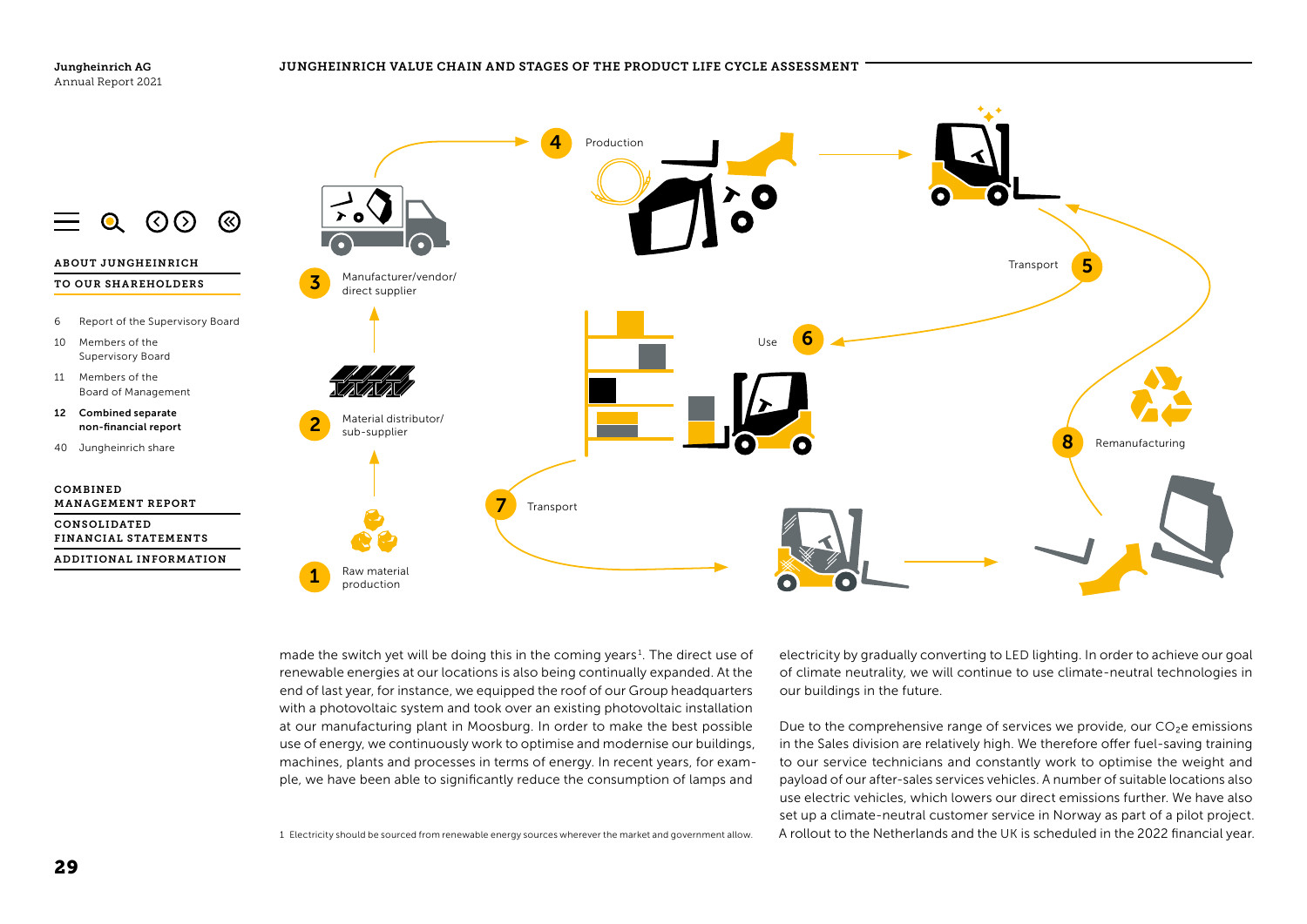## JUNGHEINRICH VALUE CHAIN AND STAGES OF THE PRODUCT LIFE CYCLE ASSESSMENT

1 Raw material production

2 Material distributor/ sub-supplier

3 Manufacturer/vendor/ direct supplier

4 Production

5 Transport

6 Use

7 Transport

8 Remanufacturing

made the switch yet will be doing this in the coming years[1]. The direct use of renewable energies at our locations is also being continually expanded. At the end of last year, for instance, we equipped the roof of our Group headquarters with a photovoltaic system and took over an existing photovoltaic installation at our manufacturing plant in Moosburg. In order to make the best possible use of energy, we continuously work to optimise and modernise our buildings, machines, plants and processes in terms of energy. In recent years, for example, we have been able to significantly reduce the consumption of lamps and electricity by gradually converting to LED lighting. In order to achieve our goal of climate neutrality, we will continue to use climate-neutral technologies in our buildings in the future.

Due to the comprehensive range of services we provide, our $CO_2$e emissions in the Sales division are relatively high. We therefore offer fuel-saving training to our service technicians and constantly work to optimise the weight and payload of our after-sales services vehicles. A number of suitable locations also use electric vehicles, which lowers our direct emissions further. We have also set up a climate-neutral customer service in Norway as part of a pilot project. A rollout to the Netherlands and the UK is scheduled in the 2022 financial year.

1 Electricity should be sourced from renewable energy sources wherever the market and government allow.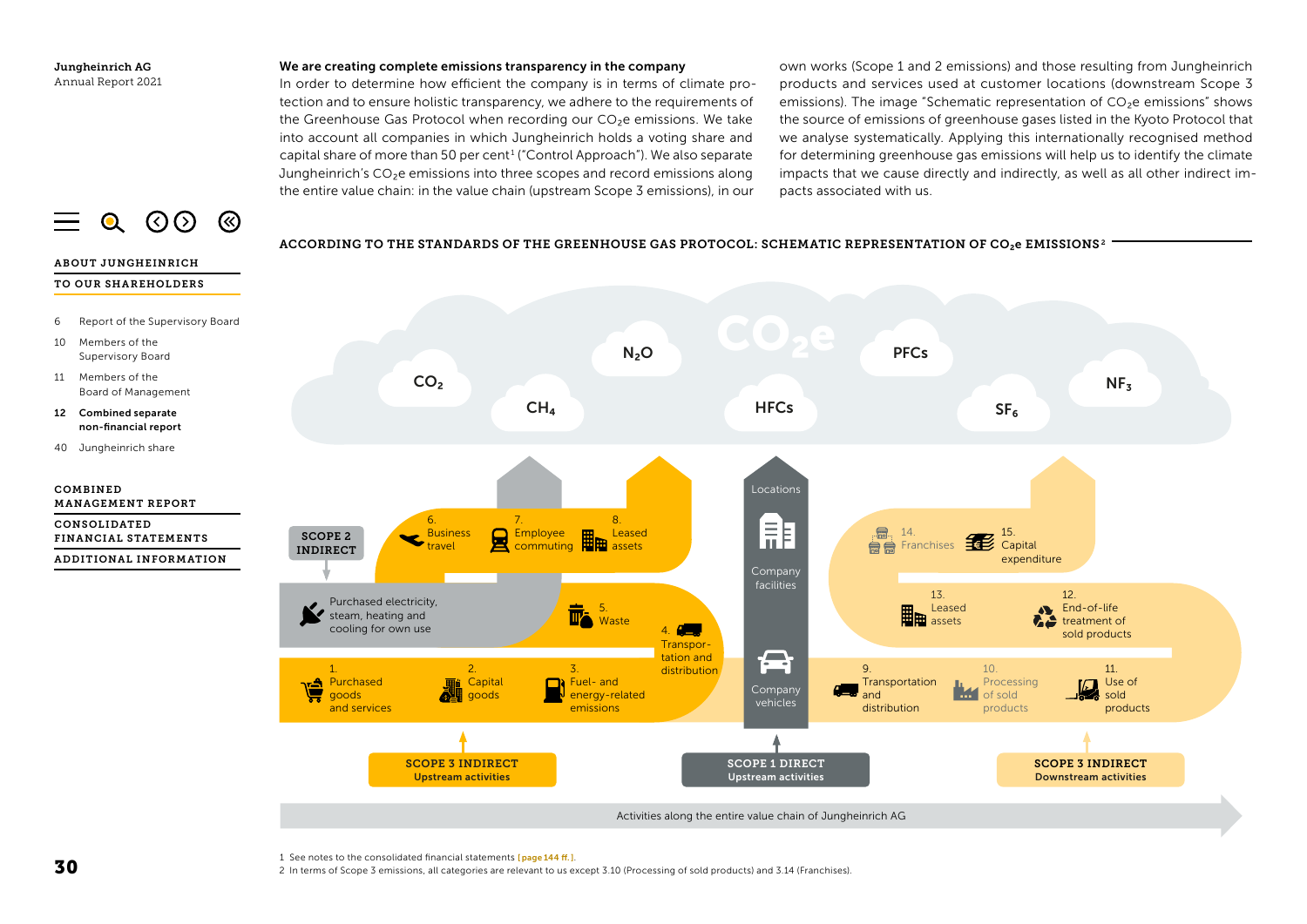### We are creating complete emissions transparency in the company

In order to determine how efficient the company is in terms of climate protection and to ensure holistic transparency, we adhere to the requirements of the Greenhouse Gas Protocol when recording our $CO_2e$ emissions. We take into account all companies in which Jungheinrich holds a voting share and capital share of more than 50 per cent[1] ("Control Approach"). We also separate Jungheinrich's $CO_2e$ emissions into three scopes and record emissions along the entire value chain: in the value chain (upstream Scope 3 emissions), in our own works (Scope 1 and 2 emissions) and those resulting from Jungheinrich products and services used at customer locations (downstream Scope 3 emissions). The image "Schematic representation of $CO_2e$ emissions" shows the source of emissions of greenhouse gases listed in the Kyoto Protocol that we analyse systematically. Applying this internationally recognised method for determining greenhouse gas emissions will help us to identify the climate impacts that we cause directly and indirectly, as well as all other indirect impacts associated with us.

#### ACCORDING TO THE STANDARDS OF THE GREENHOUSE GAS PROTOCOL: SCHEMATIC REPRESENTATION OF $CO_2e$ EMISSIONS[2]

$CO_2e$

$CO_2$, $CH_4$, $N_2O$, HFCs, PFCs, $SF_6$, $NF_3$

**SCOPE 2 INDIRECT**
- Purchased electricity, steam, heating and cooling for own use

**SCOPE 3 INDIRECT – Upstream activities**
1. Purchased goods and services
2. Capital goods
3. Fuel- and energy-related emissions
4. Transportation and distribution
5. Waste
6. Business travel
7. Employee commuting
8. Leased assets

**SCOPE 1 DIRECT – Upstream activities**
- Locations
- Company facilities
- Company vehicles

**SCOPE 3 INDIRECT – Downstream activities**
9. Transportation and distribution
10. Processing of sold products
11. Use of sold products
12. End-of-life treatment of sold products
13. Leased assets
14. Franchises
15. Capital expenditure

Activities along the entire value chain of Jungheinrich AG

1 See notes to the consolidated financial statements [page 144 ff.].
2 In terms of Scope 3 emissions, all categories are relevant to us except 3.10 (Processing of sold products) and 3.14 (Franchises).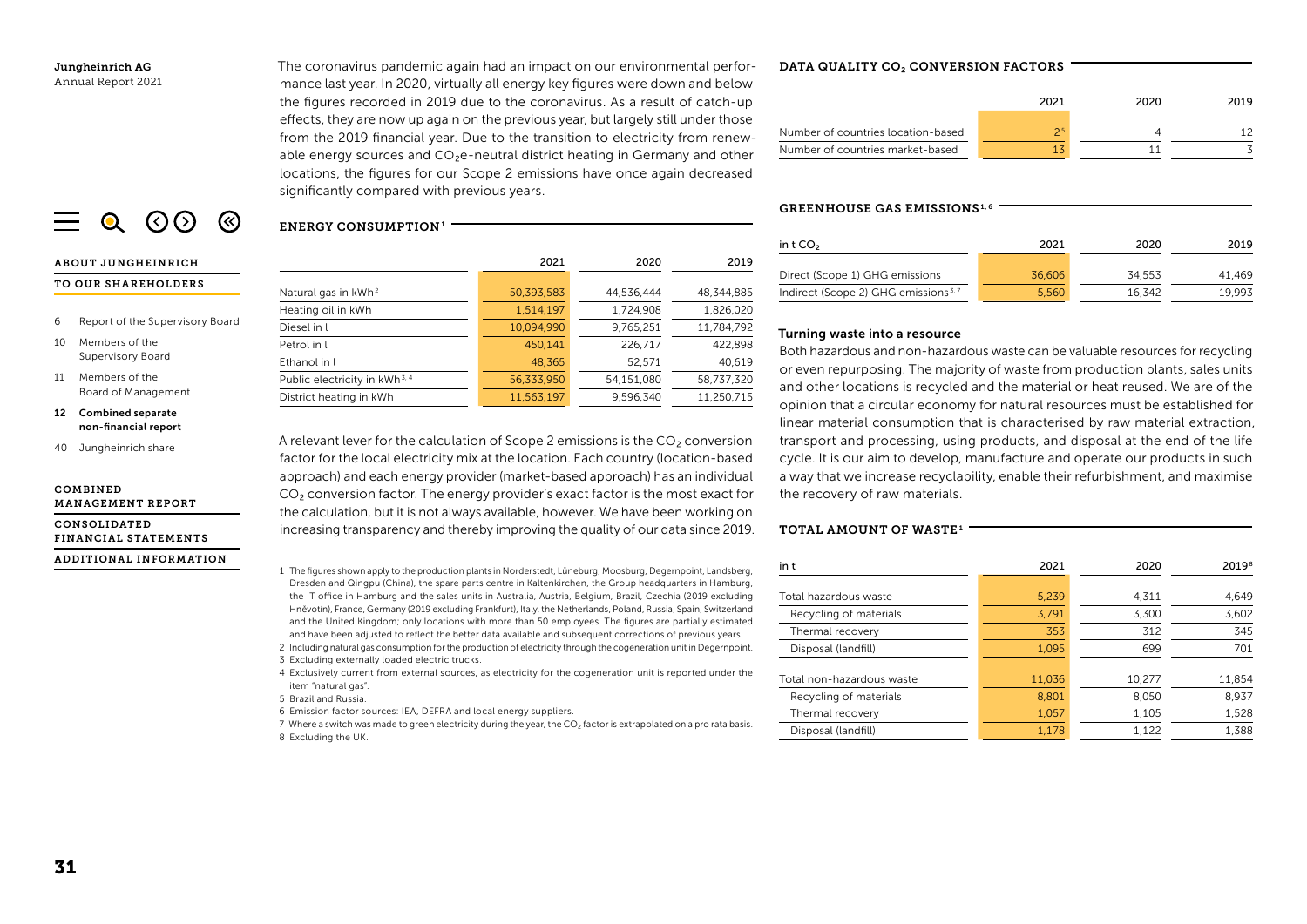The coronavirus pandemic again had an impact on our environmental performance last year. In 2020, virtually all energy key figures were down and below the figures recorded in 2019 due to the coronavirus. As a result of catch-up effects, they are now up again on the previous year, but largely still under those from the 2019 financial year. Due to the transition to electricity from renewable energy sources and $CO_2$e-neutral district heating in Germany and other locations, the figures for our Scope 2 emissions have once again decreased significantly compared with previous years.

### ENERGY CONSUMPTION[1]

| | 2021 | 2020 | 2019 |
|---|---|---|---|
| Natural gas in kWh[2] | 50,393,583 | 44,536,444 | 48,344,885 |
| Heating oil in kWh | 1,514,197 | 1,724,908 | 1,826,020 |
| Diesel in l | 10,094,990 | 9,765,251 | 11,784,792 |
| Petrol in l | 450,141 | 226,717 | 422,898 |
| Ethanol in l | 48,365 | 52,571 | 40,619 |
| Public electricity in kWh[3, 4] | 56,333,950 | 54,151,080 | 58,737,320 |
| District heating in kWh | 11,563,197 | 9,596,340 | 11,250,715 |

A relevant lever for the calculation of Scope 2 emissions is the $CO_2$ conversion factor for the local electricity mix at the location. Each country (location-based approach) and each energy provider (market-based approach) has an individual $CO_2$ conversion factor. The energy provider's exact factor is the most exact for the calculation, but it is not always available, however. We have been working on increasing transparency and thereby improving the quality of our data since 2019.

1 The figures shown apply to the production plants in Norderstedt, Lüneburg, Moosburg, Degernpoint, Landsberg, Dresden and Qingpu (China), the spare parts centre in Kaltenkirchen, the Group headquarters in Hamburg, the IT office in Hamburg and the sales units in Australia, Austria, Belgium, Brazil, Czechia (2019 excluding Hněvotín), France, Germany (2019 excluding Frankfurt), Italy, the Netherlands, Poland, Russia, Spain, Switzerland and the United Kingdom; only locations with more than 50 employees. The figures are partially estimated and have been adjusted to reflect the better data available and subsequent corrections of previous years.
2 Including natural gas consumption for the production of electricity through the cogeneration unit in Degernpoint.
3 Excluding externally loaded electric trucks.
4 Exclusively current from external sources, as electricity for the cogeneration unit is reported under the item "natural gas".
5 Brazil and Russia.
6 Emission factor sources: IEA, DEFRA and local energy suppliers.
7 Where a switch was made to green electricity during the year, the $CO_2$ factor is extrapolated on a pro rata basis.
8 Excluding the UK.

### DATA QUALITY $CO_2$ CONVERSION FACTORS

| | 2021 | 2020 | 2019 |
|---|---|---|---|
| Number of countries location-based | 2[5] | 4 | 12 |
| Number of countries market-based | 13 | 11 | 3 |

### GREENHOUSE GAS EMISSIONS[1, 6]

| in t $CO_2$ | 2021 | 2020 | 2019 |
|---|---|---|---|
| Direct (Scope 1) GHG emissions | 36,606 | 34,553 | 41,469 |
| Indirect (Scope 2) GHG emissions[3, 7] | 5,560 | 16,342 | 19,993 |

#### Turning waste into a resource

Both hazardous and non-hazardous waste can be valuable resources for recycling or even repurposing. The majority of waste from production plants, sales units and other locations is recycled and the material or heat reused. We are of the opinion that a circular economy for natural resources must be established for linear material consumption that is characterised by raw material extraction, transport and processing, using products, and disposal at the end of the life cycle. It is our aim to develop, manufacture and operate our products in such a way that we increase recyclability, enable their refurbishment, and maximise the recovery of raw materials.

### TOTAL AMOUNT OF WASTE[1]

| in t | 2021 | 2020 | 2019[8] |
|---|---|---|---|
| Total hazardous waste | 5,239 | 4,311 | 4,649 |
| Recycling of materials | 3,791 | 3,300 | 3,602 |
| Thermal recovery | 353 | 312 | 345 |
| Disposal (landfill) | 1,095 | 699 | 701 |
| Total non-hazardous waste | 11,036 | 10,277 | 11,854 |
| Recycling of materials | 8,801 | 8,050 | 8,937 |
| Thermal recovery | 1,057 | 1,105 | 1,528 |
| Disposal (landfill) | 1,178 | 1,122 | 1,388 |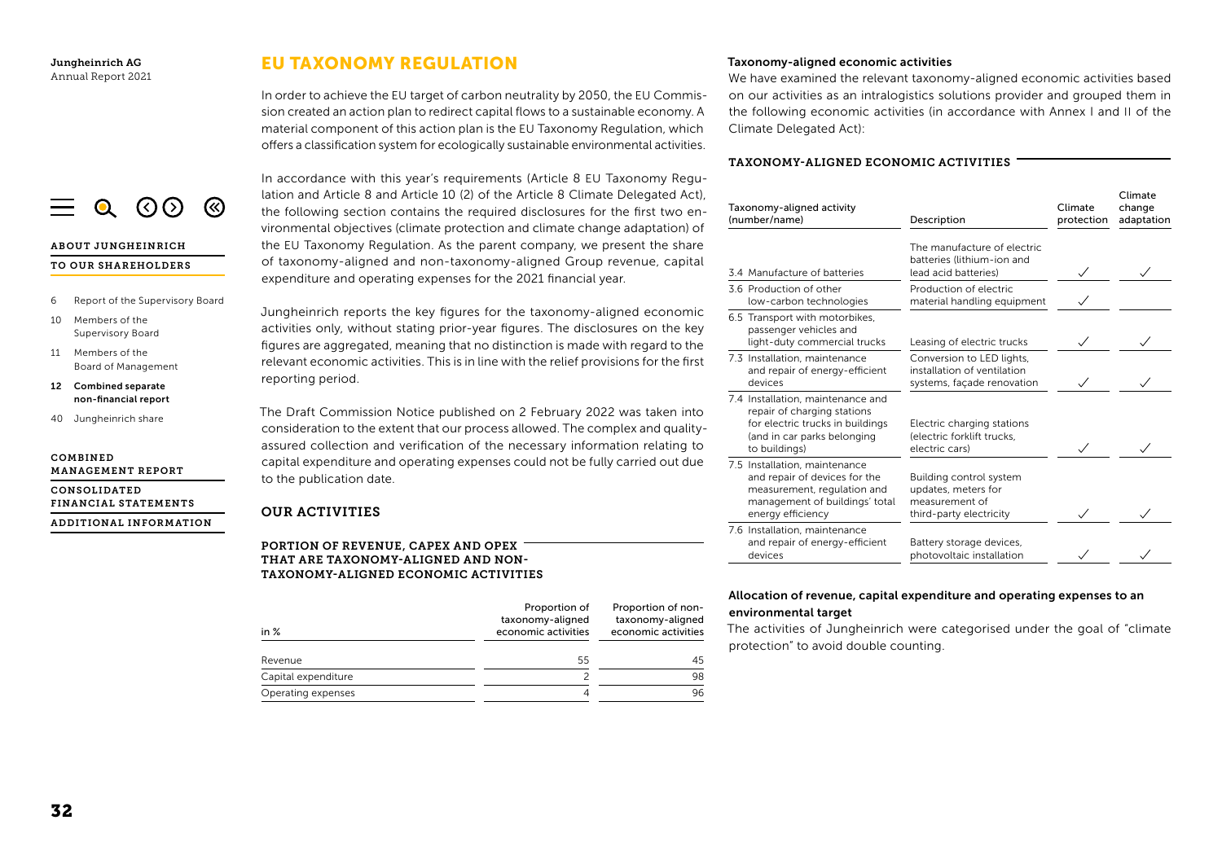# EU TAXONOMY REGULATION

In order to achieve the EU target of carbon neutrality by 2050, the EU Commission created an action plan to redirect capital flows to a sustainable economy. A material component of this action plan is the EU Taxonomy Regulation, which offers a classification system for ecologically sustainable environmental activities.

In accordance with this year's requirements (Article 8 EU Taxonomy Regulation and Article 8 and Article 10 (2) of the Article 8 Climate Delegated Act), the following section contains the required disclosures for the first two environmental objectives (climate protection and climate change adaptation) of the EU Taxonomy Regulation. As the parent company, we present the share of taxonomy-aligned and non-taxonomy-aligned Group revenue, capital expenditure and operating expenses for the 2021 financial year.

Jungheinrich reports the key figures for the taxonomy-aligned economic activities only, without stating prior-year figures. The disclosures on the key figures are aggregated, meaning that no distinction is made with regard to the relevant economic activities. This is in line with the relief provisions for the first reporting period.

The Draft Commission Notice published on 2 February 2022 was taken into consideration to the extent that our process allowed. The complex and quality-assured collection and verification of the necessary information relating to capital expenditure and operating expenses could not be fully carried out due to the publication date.

## OUR ACTIVITIES

### PORTION OF REVENUE, CAPEX AND OPEX THAT ARE TAXONOMY-ALIGNED AND NON-TAXONOMY-ALIGNED ECONOMIC ACTIVITIES

| in % | Proportion of taxonomy-aligned economic activities | Proportion of non-taxonomy-aligned economic activities |
|---|---|---|
| Revenue | 55 | 45 |
| Capital expenditure | 2 | 98 |
| Operating expenses | 4 | 96 |

**Taxonomy-aligned economic activities**

We have examined the relevant taxonomy-aligned economic activities based on our activities as an intralogistics solutions provider and grouped them in the following economic activities (in accordance with Annex I and II of the Climate Delegated Act):

### TAXONOMY-ALIGNED ECONOMIC ACTIVITIES

| Taxonomy-aligned activity (number/name) | Description | Climate protection | Climate change adaptation |
|---|---|---|---|
| 3.4 Manufacture of batteries | The manufacture of electric batteries (lithium-ion and lead acid batteries) | ✓ | ✓ |
| 3.6 Production of other low-carbon technologies | Production of electric material handling equipment | ✓ | |
| 6.5 Transport with motorbikes, passenger vehicles and light-duty commercial trucks | Leasing of electric trucks | ✓ | ✓ |
| 7.3 Installation, maintenance and repair of energy-efficient devices | Conversion to LED lights, installation of ventilation systems, façade renovation | ✓ | ✓ |
| 7.4 Installation, maintenance and repair of charging stations for electric trucks in buildings (and in car parks belonging to buildings) | Electric charging stations (electric forklift trucks, electric cars) | ✓ | ✓ |
| 7.5 Installation, maintenance and repair of devices for the measurement, regulation and management of buildings' total energy efficiency | Building control system updates, meters for measurement of third-party electricity | ✓ | ✓ |
| 7.6 Installation, maintenance and repair of energy-efficient devices | Battery storage devices, photovoltaic installation | ✓ | ✓ |

**Allocation of revenue, capital expenditure and operating expenses to an environmental target**

The activities of Jungheinrich were categorised under the goal of "climate protection" to avoid double counting.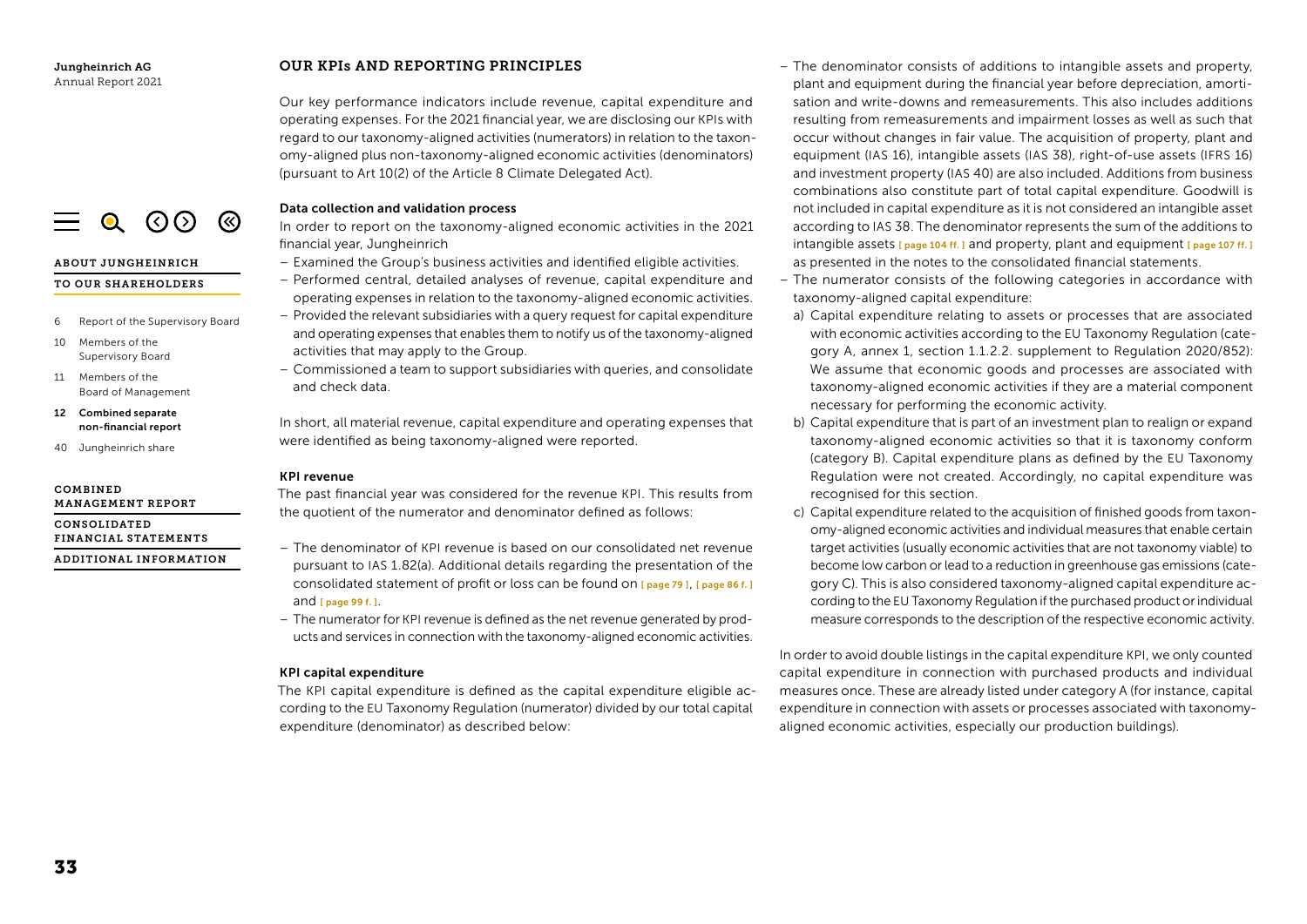## OUR KPIs AND REPORTING PRINCIPLES

Our key performance indicators include revenue, capital expenditure and operating expenses. For the 2021 financial year, we are disclosing our KPIs with regard to our taxonomy-aligned activities (numerators) in relation to the taxonomy-aligned plus non-taxonomy-aligned economic activities (denominators) (pursuant to Art 10(2) of the Article 8 Climate Delegated Act).

### Data collection and validation process

In order to report on the taxonomy-aligned economic activities in the 2021 financial year, Jungheinrich

- Examined the Group's business activities and identified eligible activities.
- Performed central, detailed analyses of revenue, capital expenditure and operating expenses in relation to the taxonomy-aligned economic activities.
- Provided the relevant subsidiaries with a query request for capital expenditure and operating expenses that enables them to notify us of the taxonomy-aligned activities that may apply to the Group.
- Commissioned a team to support subsidiaries with queries, and consolidate and check data.

In short, all material revenue, capital expenditure and operating expenses that were identified as being taxonomy-aligned were reported.

### KPI revenue

The past financial year was considered for the revenue KPI. This results from the quotient of the numerator and denominator defined as follows:

- The denominator of KPI revenue is based on our consolidated net revenue pursuant to IAS 1.82(a). Additional details regarding the presentation of the consolidated statement of profit or loss can be found on [ page 79 ], [ page 86 f. ] and [ page 99 f. ].
- The numerator for KPI revenue is defined as the net revenue generated by products and services in connection with the taxonomy-aligned economic activities.

### KPI capital expenditure

The KPI capital expenditure is defined as the capital expenditure eligible according to the EU Taxonomy Regulation (numerator) divided by our total capital expenditure (denominator) as described below:

- The denominator consists of additions to intangible assets and property, plant and equipment during the financial year before depreciation, amortisation and write-downs and remeasurements. This also includes additions resulting from remeasurements and impairment losses as well as such that occur without changes in fair value. The acquisition of property, plant and equipment (IAS 16), intangible assets (IAS 38), right-of-use assets (IFRS 16) and investment property (IAS 40) are also included. Additions from business combinations also constitute part of total capital expenditure. Goodwill is not included in capital expenditure as it is not considered an intangible asset according to IAS 38. The denominator represents the sum of the additions to intangible assets [ page 104 ff. ] and property, plant and equipment [ page 107 ff. ] as presented in the notes to the consolidated financial statements.
- The numerator consists of the following categories in accordance with taxonomy-aligned capital expenditure:
  a) Capital expenditure relating to assets or processes that are associated with economic activities according to the EU Taxonomy Regulation (category A, annex 1, section 1.1.2.2. supplement to Regulation 2020/852): We assume that economic goods and processes are associated with taxonomy-aligned economic activities if they are a material component necessary for performing the economic activity.
  b) Capital expenditure that is part of an investment plan to realign or expand taxonomy-aligned economic activities so that it is taxonomy conform (category B). Capital expenditure plans as defined by the EU Taxonomy Regulation were not created. Accordingly, no capital expenditure was recognised for this section.
  c) Capital expenditure related to the acquisition of finished goods from taxonomy-aligned economic activities and individual measures that enable certain target activities (usually economic activities that are not taxonomy viable) to become low carbon or lead to a reduction in greenhouse gas emissions (category C). This is also considered taxonomy-aligned capital expenditure according to the EU Taxonomy Regulation if the purchased product or individual measure corresponds to the description of the respective economic activity.

In order to avoid double listings in the capital expenditure KPI, we only counted capital expenditure in connection with purchased products and individual measures once. These are already listed under category A (for instance, capital expenditure in connection with assets or processes associated with taxonomy-aligned economic activities, especially our production buildings).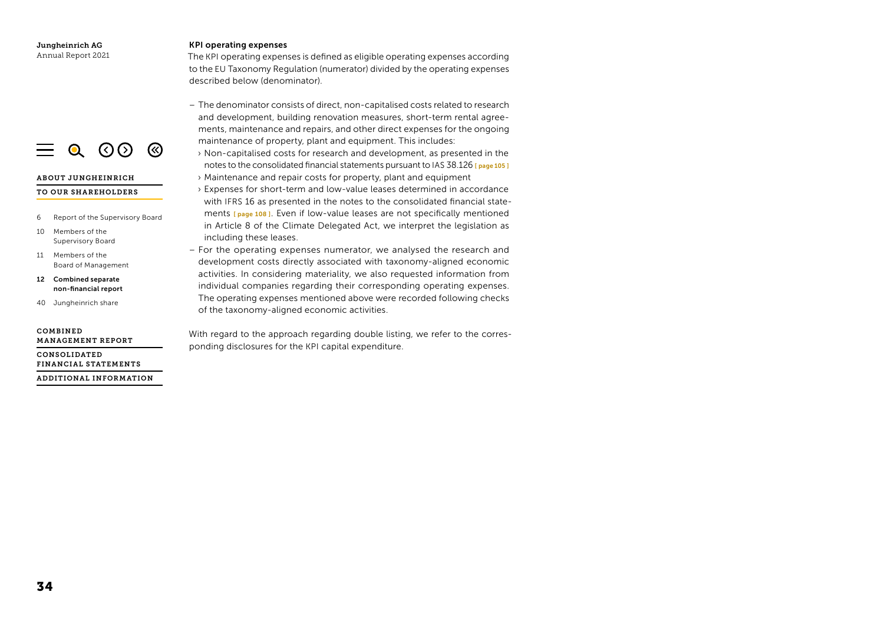### KPI operating expenses

The KPI operating expenses is defined as eligible operating expenses according to the EU Taxonomy Regulation (numerator) divided by the operating expenses described below (denominator).

- The denominator consists of direct, non-capitalised costs related to research and development, building renovation measures, short-term rental agreements, maintenance and repairs, and other direct expenses for the ongoing maintenance of property, plant and equipment. This includes:
  - Non-capitalised costs for research and development, as presented in the notes to the consolidated financial statements pursuant to IAS 38.126 [ page 105 ]
  - Maintenance and repair costs for property, plant and equipment
  - Expenses for short-term and low-value leases determined in accordance with IFRS 16 as presented in the notes to the consolidated financial statements [ page 108 ]. Even if low-value leases are not specifically mentioned in Article 8 of the Climate Delegated Act, we interpret the legislation as including these leases.
- For the operating expenses numerator, we analysed the research and development costs directly associated with taxonomy-aligned economic activities. In considering materiality, we also requested information from individual companies regarding their corresponding operating expenses. The operating expenses mentioned above were recorded following checks of the taxonomy-aligned economic activities.

With regard to the approach regarding double listing, we refer to the corresponding disclosures for the KPI capital expenditure.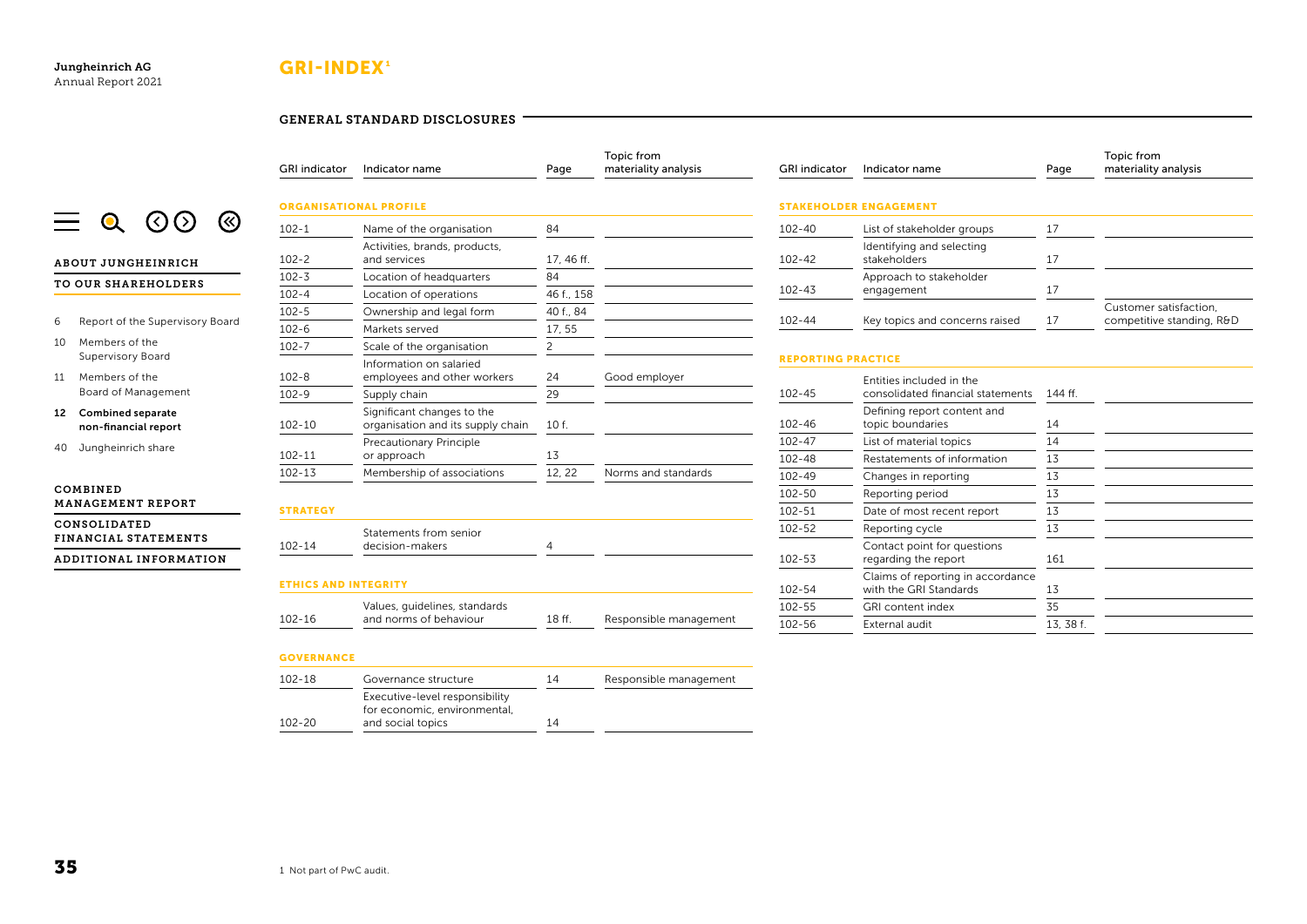# GRI-INDEX[1]

## GENERAL STANDARD DISCLOSURES

| GRI indicator | Indicator name | Page | Topic from materiality analysis |
|---|---|---|---|
| **ORGANISATIONAL PROFILE** | | | |
| 102-1 | Name of the organisation | 84 | |
| 102-2 | Activities, brands, products, and services | 17, 46 ff. | |
| 102-3 | Location of headquarters | 84 | |
| 102-4 | Location of operations | 46 f., 158 | |
| 102-5 | Ownership and legal form | 40 f., 84 | |
| 102-6 | Markets served | 17, 55 | |
| 102-7 | Scale of the organisation | 2 | |
| 102-8 | Information on salaried employees and other workers | 24 | Good employer |
| 102-9 | Supply chain | 29 | |
| 102-10 | Significant changes to the organisation and its supply chain | 10 f. | |
| 102-11 | Precautionary Principle or approach | 13 | |
| 102-13 | Membership of associations | 12, 22 | Norms and standards |
| **STRATEGY** | | | |
| 102-14 | Statements from senior decision-makers | 4 | |
| **ETHICS AND INTEGRITY** | | | |
| 102-16 | Values, guidelines, standards and norms of behaviour | 18 ff. | Responsible management |
| **GOVERNANCE** | | | |
| 102-18 | Governance structure | 14 | Responsible management |
| 102-20 | Executive-level responsibility for economic, environmental, and social topics | 14 | |

| GRI indicator | Indicator name | Page | Topic from materiality analysis |
|---|---|---|---|
| **STAKEHOLDER ENGAGEMENT** | | | |
| 102-40 | List of stakeholder groups | 17 | |
| 102-42 | Identifying and selecting stakeholders | 17 | |
| 102-43 | Approach to stakeholder engagement | 17 | |
| 102-44 | Key topics and concerns raised | 17 | Customer satisfaction, competitive standing, R&D |
| **REPORTING PRACTICE** | | | |
| 102-45 | Entities included in the consolidated financial statements | 144 ff. | |
| 102-46 | Defining report content and topic boundaries | 14 | |
| 102-47 | List of material topics | 14 | |
| 102-48 | Restatements of information | 13 | |
| 102-49 | Changes in reporting | 13 | |
| 102-50 | Reporting period | 13 | |
| 102-51 | Date of most recent report | 13 | |
| 102-52 | Reporting cycle | 13 | |
| 102-53 | Contact point for questions regarding the report | 161 | |
| 102-54 | Claims of reporting in accordance with the GRI Standards | 13 | |
| 102-55 | GRI content index | 35 | |
| 102-56 | External audit | 13, 38 f. | |

1 Not part of PwC audit.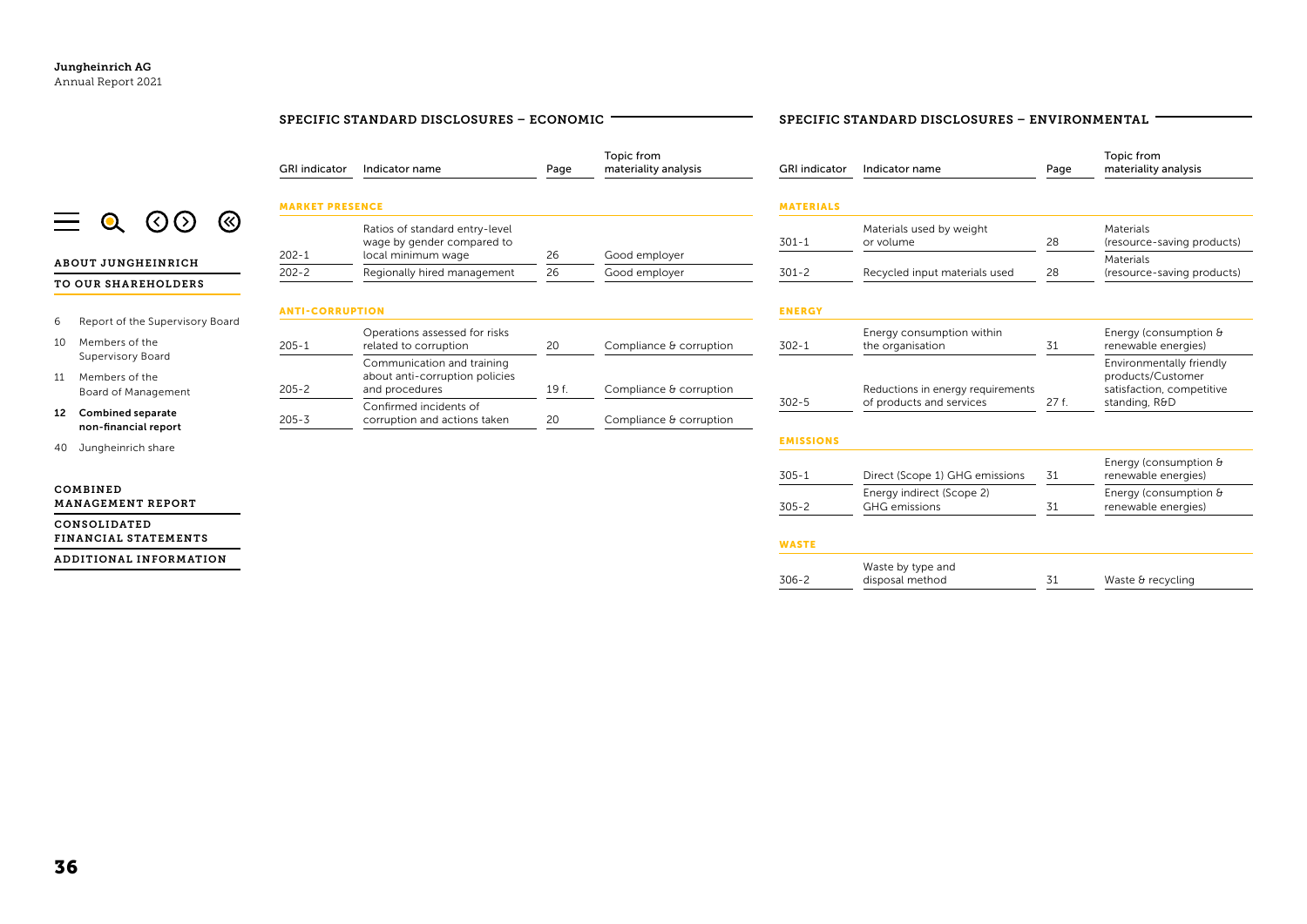## SPECIFIC STANDARD DISCLOSURES – ECONOMIC

| GRI indicator | Indicator name | Page | Topic from materiality analysis |
|---|---|---|---|
| **MARKET PRESENCE** | | | |
| 202-1 | Ratios of standard entry-level wage by gender compared to local minimum wage | 26 | Good employer |
| 202-2 | Regionally hired management | 26 | Good employer |
| **ANTI-CORRUPTION** | | | |
| 205-1 | Operations assessed for risks related to corruption | 20 | Compliance & corruption |
| 205-2 | Communication and training about anti-corruption policies and procedures | 19 f. | Compliance & corruption |
| 205-3 | Confirmed incidents of corruption and actions taken | 20 | Compliance & corruption |

## SPECIFIC STANDARD DISCLOSURES – ENVIRONMENTAL

| GRI indicator | Indicator name | Page | Topic from materiality analysis |
|---|---|---|---|
| **MATERIALS** | | | |
| 301-1 | Materials used by weight or volume | 28 | Materials (resource-saving products) |
| 301-2 | Recycled input materials used | 28 | Materials (resource-saving products) |
| **ENERGY** | | | |
| 302-1 | Energy consumption within the organisation | 31 | Energy (consumption & renewable energies) |
| 302-5 | Reductions in energy requirements of products and services | 27 f. | Environmentally friendly products/Customer satisfaction, competitive standing, R&D |
| **EMISSIONS** | | | |
| 305-1 | Direct (Scope 1) GHG emissions | 31 | Energy (consumption & renewable energies) |
| 305-2 | Energy indirect (Scope 2) GHG emissions | 31 | Energy (consumption & renewable energies) |
| **WASTE** | | | |
| 306-2 | Waste by type and disposal method | 31 | Waste & recycling |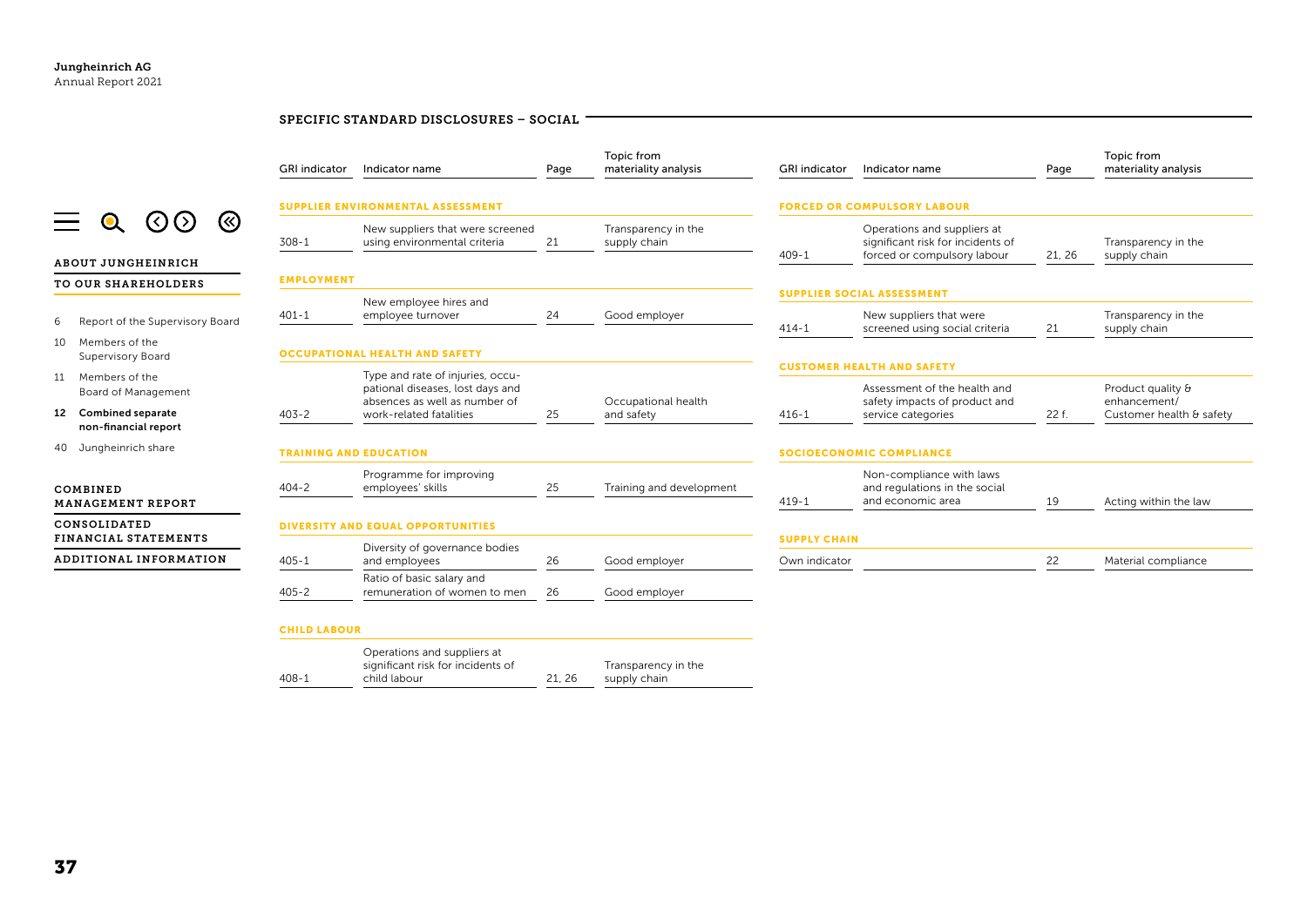## SPECIFIC STANDARD DISCLOSURES – SOCIAL

| GRI indicator | Indicator name | Page | Topic from materiality analysis |
|---|---|---|---|
| **SUPPLIER ENVIRONMENTAL ASSESSMENT** | | | |
| 308-1 | New suppliers that were screened using environmental criteria | 21 | Transparency in the supply chain |
| **EMPLOYMENT** | | | |
| 401-1 | New employee hires and employee turnover | 24 | Good employer |
| **OCCUPATIONAL HEALTH AND SAFETY** | | | |
| 403-2 | Type and rate of injuries, occupational diseases, lost days and absences as well as number of work-related fatalities | 25 | Occupational health and safety |
| **TRAINING AND EDUCATION** | | | |
| 404-2 | Programme for improving employees' skills | 25 | Training and development |
| **DIVERSITY AND EQUAL OPPORTUNITIES** | | | |
| 405-1 | Diversity of governance bodies and employees | 26 | Good employer |
| 405-2 | Ratio of basic salary and remuneration of women to men | 26 | Good employer |
| **CHILD LABOUR** | | | |
| 408-1 | Operations and suppliers at significant risk for incidents of child labour | 21, 26 | Transparency in the supply chain |
| **FORCED OR COMPULSORY LABOUR** | | | |
| 409-1 | Operations and suppliers at significant risk for incidents of forced or compulsory labour | 21, 26 | Transparency in the supply chain |
| **SUPPLIER SOCIAL ASSESSMENT** | | | |
| 414-1 | New suppliers that were screened using social criteria | 21 | Transparency in the supply chain |
| **CUSTOMER HEALTH AND SAFETY** | | | |
| 416-1 | Assessment of the health and safety impacts of product and service categories | 22 f. | Product quality & enhancement/ Customer health & safety |
| **SOCIOECONOMIC COMPLIANCE** | | | |
| 419-1 | Non-compliance with laws and regulations in the social and economic area | 19 | Acting within the law |
| **SUPPLY CHAIN** | | | |
| Own indicator | | 22 | Material compliance |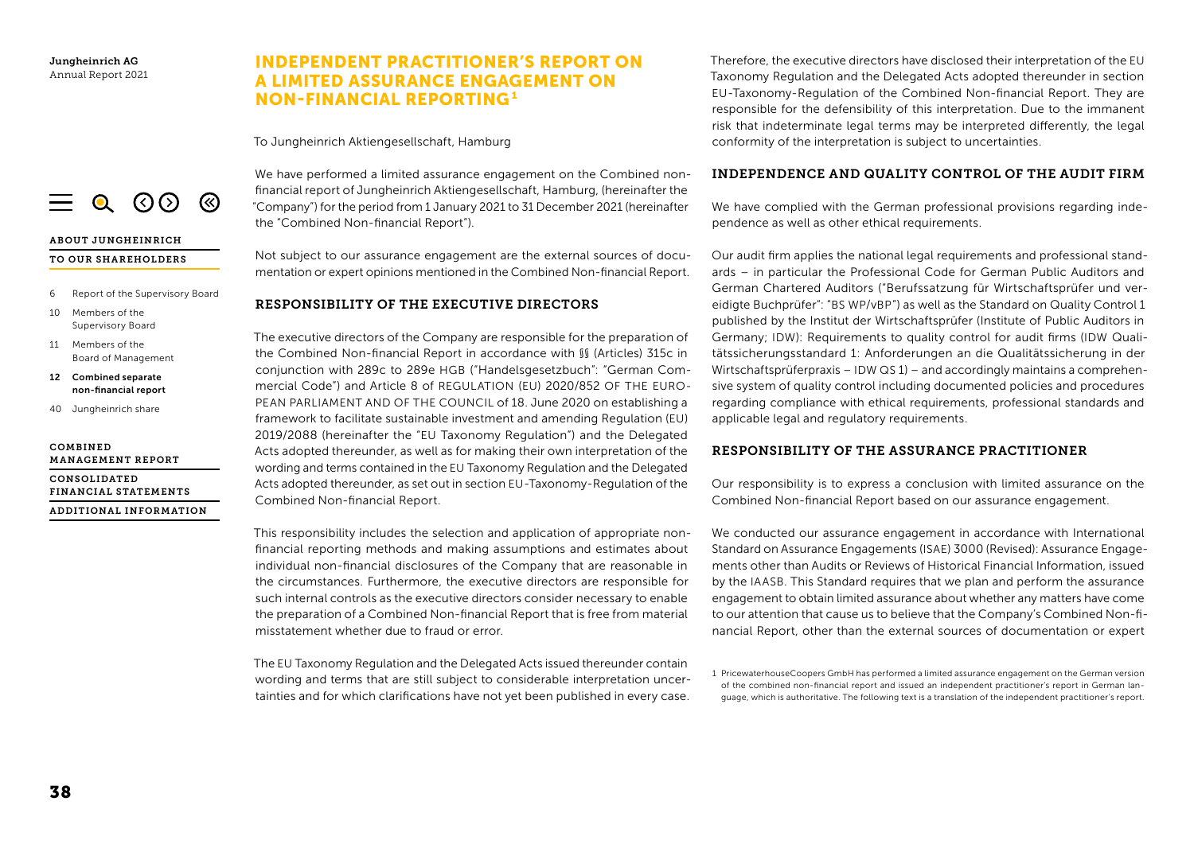# INDEPENDENT PRACTITIONER'S REPORT ON A LIMITED ASSURANCE ENGAGEMENT ON NON-FINANCIAL REPORTING[1]

To Jungheinrich Aktiengesellschaft, Hamburg

We have performed a limited assurance engagement on the Combined non-financial report of Jungheinrich Aktiengesellschaft, Hamburg, (hereinafter the "Company") for the period from 1 January 2021 to 31 December 2021 (hereinafter the "Combined Non-financial Report").

Not subject to our assurance engagement are the external sources of documentation or expert opinions mentioned in the Combined Non-financial Report.

## RESPONSIBILITY OF THE EXECUTIVE DIRECTORS

The executive directors of the Company are responsible for the preparation of the Combined Non-financial Report in accordance with §§ (Articles) 315c in conjunction with 289c to 289e HGB ("Handelsgesetzbuch": "German Commercial Code") and Article 8 of REGULATION (EU) 2020/852 OF THE EUROPEAN PARLIAMENT AND OF THE COUNCIL of 18. June 2020 on establishing a framework to facilitate sustainable investment and amending Regulation (EU) 2019/2088 (hereinafter the "EU Taxonomy Regulation") and the Delegated Acts adopted thereunder, as well as for making their own interpretation of the wording and terms contained in the EU Taxonomy Regulation and the Delegated Acts adopted thereunder, as set out in section EU-Taxonomy-Regulation of the Combined Non-financial Report.

This responsibility includes the selection and application of appropriate non-financial reporting methods and making assumptions and estimates about individual non-financial disclosures of the Company that are reasonable in the circumstances. Furthermore, the executive directors are responsible for such internal controls as the executive directors consider necessary to enable the preparation of a Combined Non-financial Report that is free from material misstatement whether due to fraud or error.

The EU Taxonomy Regulation and the Delegated Acts issued thereunder contain wording and terms that are still subject to considerable interpretation uncertainties and for which clarifications have not yet been published in every case. Therefore, the executive directors have disclosed their interpretation of the EU Taxonomy Regulation and the Delegated Acts adopted thereunder in section EU-Taxonomy-Regulation of the Combined Non-financial Report. They are responsible for the defensibility of this interpretation. Due to the immanent risk that indeterminate legal terms may be interpreted differently, the legal conformity of the interpretation is subject to uncertainties.

## INDEPENDENCE AND QUALITY CONTROL OF THE AUDIT FIRM

We have complied with the German professional provisions regarding independence as well as other ethical requirements.

Our audit firm applies the national legal requirements and professional standards – in particular the Professional Code for German Public Auditors and German Chartered Auditors ("Berufssatzung für Wirtschaftsprüfer und vereidigte Buchprüfer": "BS WP/vBP") as well as the Standard on Quality Control 1 published by the Institut der Wirtschaftsprüfer (Institute of Public Auditors in Germany; IDW): Requirements to quality control for audit firms (IDW Qualitätssicherungsstandard 1: Anforderungen an die Qualitätssicherung in der Wirtschaftsprüferpraxis – IDW QS 1) – and accordingly maintains a comprehensive system of quality control including documented policies and procedures regarding compliance with ethical requirements, professional standards and applicable legal and regulatory requirements.

## RESPONSIBILITY OF THE ASSURANCE PRACTITIONER

Our responsibility is to express a conclusion with limited assurance on the Combined Non-financial Report based on our assurance engagement.

We conducted our assurance engagement in accordance with International Standard on Assurance Engagements (ISAE) 3000 (Revised): Assurance Engagements other than Audits or Reviews of Historical Financial Information, issued by the IAASB. This Standard requires that we plan and perform the assurance engagement to obtain limited assurance about whether any matters have come to our attention that cause us to believe that the Company's Combined Non-financial Report, other than the external sources of documentation or expert

[1] PricewaterhouseCoopers GmbH has performed a limited assurance engagement on the German version of the combined non-financial report and issued an independent practitioner's report in German language, which is authoritative. The following text is a translation of the independent practitioner's report.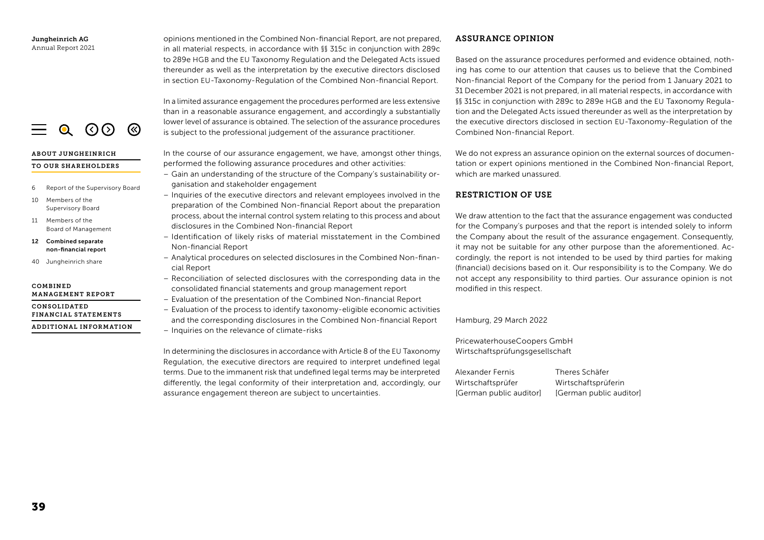opinions mentioned in the Combined Non-financial Report, are not prepared, in all material respects, in accordance with §§ 315c in conjunction with 289c to 289e HGB and the EU Taxonomy Regulation and the Delegated Acts issued thereunder as well as the interpretation by the executive directors disclosed in section EU-Taxonomy-Regulation of the Combined Non-financial Report.

In a limited assurance engagement the procedures performed are less extensive than in a reasonable assurance engagement, and accordingly a substantially lower level of assurance is obtained. The selection of the assurance procedures is subject to the professional judgement of the assurance practitioner.

In the course of our assurance engagement, we have, amongst other things, performed the following assurance procedures and other activities:

- Gain an understanding of the structure of the Company's sustainability organisation and stakeholder engagement
- Inquiries of the executive directors and relevant employees involved in the preparation of the Combined Non-financial Report about the preparation process, about the internal control system relating to this process and about disclosures in the Combined Non-financial Report
- Identification of likely risks of material misstatement in the Combined Non-financial Report
- Analytical procedures on selected disclosures in the Combined Non-financial Report
- Reconciliation of selected disclosures with the corresponding data in the consolidated financial statements and group management report
- Evaluation of the presentation of the Combined Non-financial Report
- Evaluation of the process to identify taxonomy-eligible economic activities and the corresponding disclosures in the Combined Non-financial Report
- Inquiries on the relevance of climate-risks

In determining the disclosures in accordance with Article 8 of the EU Taxonomy Regulation, the executive directors are required to interpret undefined legal terms. Due to the immanent risk that undefined legal terms may be interpreted differently, the legal conformity of their interpretation and, accordingly, our assurance engagement thereon are subject to uncertainties.

## ASSURANCE OPINION

Based on the assurance procedures performed and evidence obtained, nothing has come to our attention that causes us to believe that the Combined Non-financial Report of the Company for the period from 1 January 2021 to 31 December 2021 is not prepared, in all material respects, in accordance with §§ 315c in conjunction with 289c to 289e HGB and the EU Taxonomy Regulation and the Delegated Acts issued thereunder as well as the interpretation by the executive directors disclosed in section EU-Taxonomy-Regulation of the Combined Non-financial Report.

We do not express an assurance opinion on the external sources of documentation or expert opinions mentioned in the Combined Non-financial Report, which are marked unassured.

## RESTRICTION OF USE

We draw attention to the fact that the assurance engagement was conducted for the Company's purposes and that the report is intended solely to inform the Company about the result of the assurance engagement. Consequently, it may not be suitable for any other purpose than the aforementioned. Accordingly, the report is not intended to be used by third parties for making (financial) decisions based on it. Our responsibility is to the Company. We do not accept any responsibility to third parties. Our assurance opinion is not modified in this respect.

Hamburg, 29 March 2022

PricewaterhouseCoopers GmbH
Wirtschaftsprüfungsgesellschaft

| | |
|---|---|
| Alexander Fernis | Theres Schäfer |
| Wirtschaftsprüfer | Wirtschaftsprüferin |
| [German public auditor] | [German public auditor] |